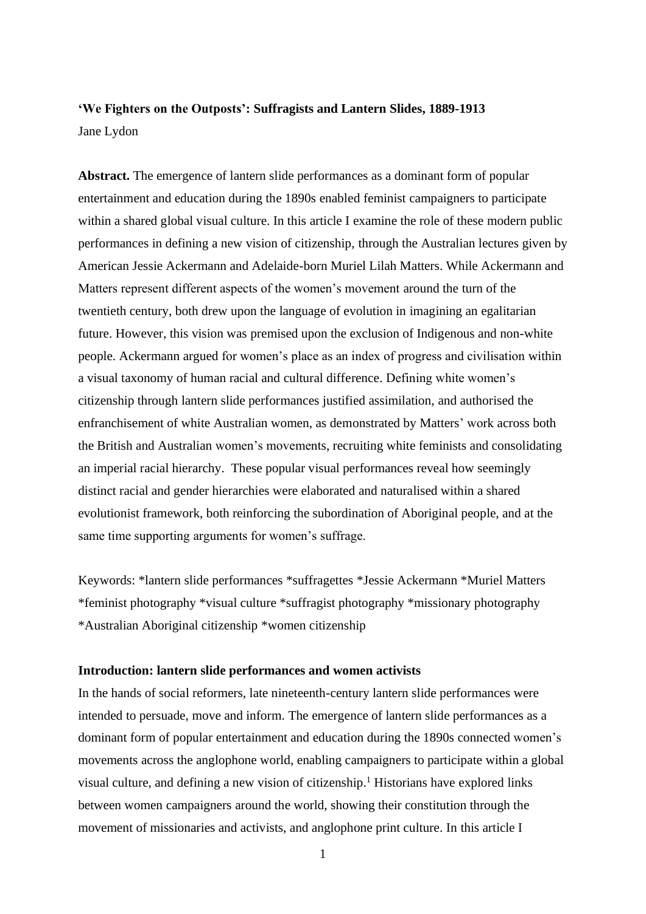# 'We Fighters on the Outposts': Suffragists and Lantern Slides, 1889-1913

Jane Lydon

**Abstract.** The emergence of lantern slide performances as a dominant form of popular entertainment and education during the 1890s enabled feminist campaigners to participate within a shared global visual culture. In this article I examine the role of these modern public performances in defining a new vision of citizenship, through the Australian lectures given by American Jessie Ackermann and Adelaide-born Muriel Lilah Matters. While Ackermann and Matters represent different aspects of the women's movement around the turn of the twentieth century, both drew upon the language of evolution in imagining an egalitarian future. However, this vision was premised upon the exclusion of Indigenous and non-white people. Ackermann argued for women's place as an index of progress and civilisation within a visual taxonomy of human racial and cultural difference. Defining white women's citizenship through lantern slide performances justified assimilation, and authorised the enfranchisement of white Australian women, as demonstrated by Matters' work across both the British and Australian women's movements, recruiting white feminists and consolidating an imperial racial hierarchy. These popular visual performances reveal how seemingly distinct racial and gender hierarchies were elaborated and naturalised within a shared evolutionist framework, both reinforcing the subordination of Aboriginal people, and at the same time supporting arguments for women's suffrage.

Keywords: *lantern slide performances *suffragettes *Jessie Ackermann *Muriel Matters *feminist photography *visual culture *suffragist photography *missionary photography *Australian Aboriginal citizenship *women citizenship

## Introduction: lantern slide performances and women activists

In the hands of social reformers, late nineteenth-century lantern slide performances were intended to persuade, move and inform. The emergence of lantern slide performances as a dominant form of popular entertainment and education during the 1890s connected women's movements across the anglophone world, enabling campaigners to participate within a global visual culture, and defining a new vision of citizenship.[1] Historians have explored links between women campaigners around the world, showing their constitution through the movement of missionaries and activists, and anglophone print culture. In this article I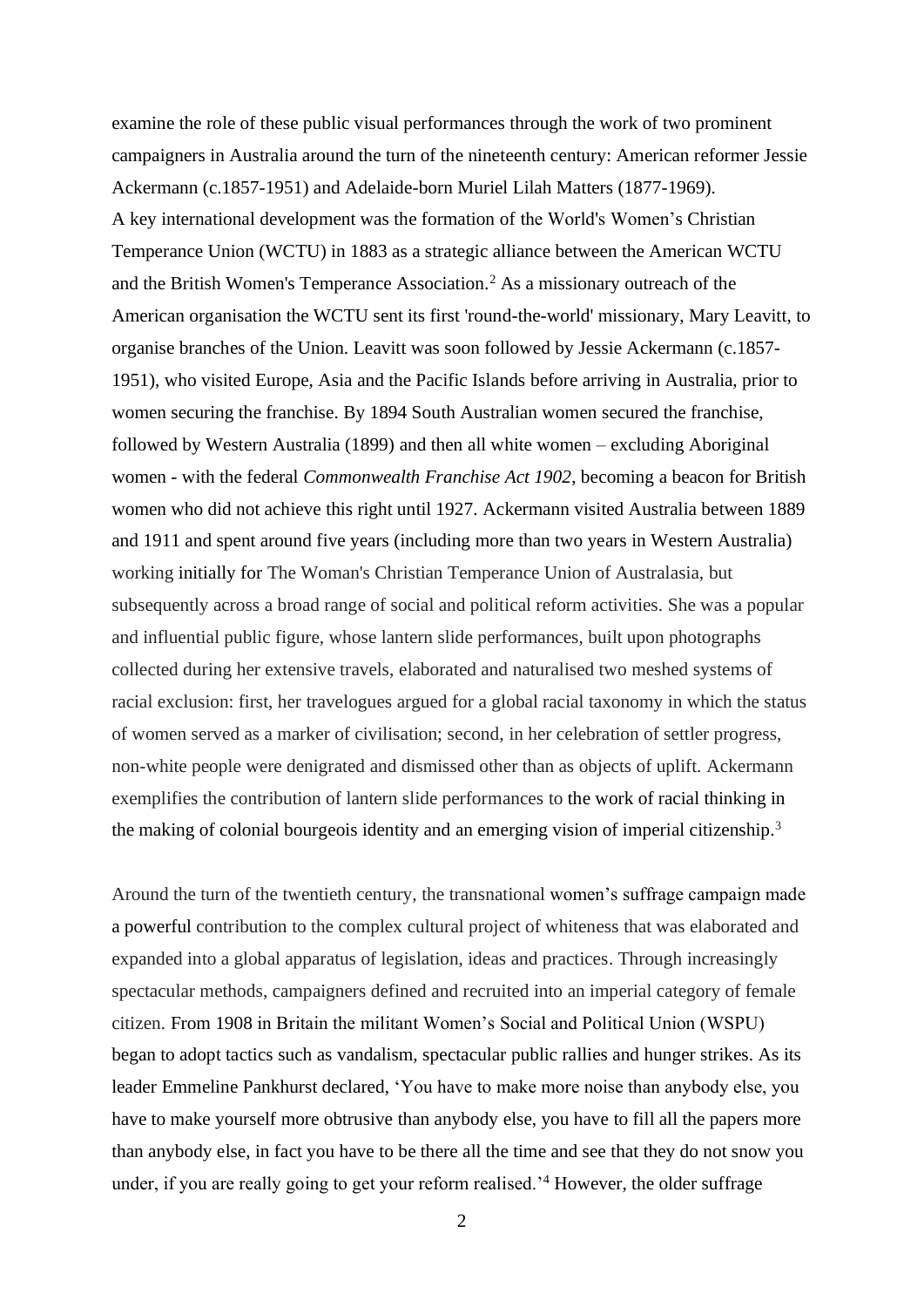examine the role of these public visual performances through the work of two prominent campaigners in Australia around the turn of the nineteenth century: American reformer Jessie Ackermann (c.1857-1951) and Adelaide-born Muriel Lilah Matters (1877-1969).

A key international development was the formation of the World's Women's Christian Temperance Union (WCTU) in 1883 as a strategic alliance between the American WCTU and the British Women's Temperance Association.[2] As a missionary outreach of the American organisation the WCTU sent its first 'round-the-world' missionary, Mary Leavitt, to organise branches of the Union. Leavitt was soon followed by Jessie Ackermann (c.1857-1951), who visited Europe, Asia and the Pacific Islands before arriving in Australia, prior to women securing the franchise. By 1894 South Australian women secured the franchise, followed by Western Australia (1899) and then all white women – excluding Aboriginal women - with the federal *Commonwealth Franchise Act 1902*, becoming a beacon for British women who did not achieve this right until 1927. Ackermann visited Australia between 1889 and 1911 and spent around five years (including more than two years in Western Australia) working initially for The Woman's Christian Temperance Union of Australasia, but subsequently across a broad range of social and political reform activities. She was a popular and influential public figure, whose lantern slide performances, built upon photographs collected during her extensive travels, elaborated and naturalised two meshed systems of racial exclusion: first, her travelogues argued for a global racial taxonomy in which the status of women served as a marker of civilisation; second, in her celebration of settler progress, non-white people were denigrated and dismissed other than as objects of uplift. Ackermann exemplifies the contribution of lantern slide performances to the work of racial thinking in the making of colonial bourgeois identity and an emerging vision of imperial citizenship.[3]

Around the turn of the twentieth century, the transnational women's suffrage campaign made a powerful contribution to the complex cultural project of whiteness that was elaborated and expanded into a global apparatus of legislation, ideas and practices. Through increasingly spectacular methods, campaigners defined and recruited into an imperial category of female citizen. From 1908 in Britain the militant Women's Social and Political Union (WSPU) began to adopt tactics such as vandalism, spectacular public rallies and hunger strikes. As its leader Emmeline Pankhurst declared, 'You have to make more noise than anybody else, you have to make yourself more obtrusive than anybody else, you have to fill all the papers more than anybody else, in fact you have to be there all the time and see that they do not snow you under, if you are really going to get your reform realised.'[4] However, the older suffrage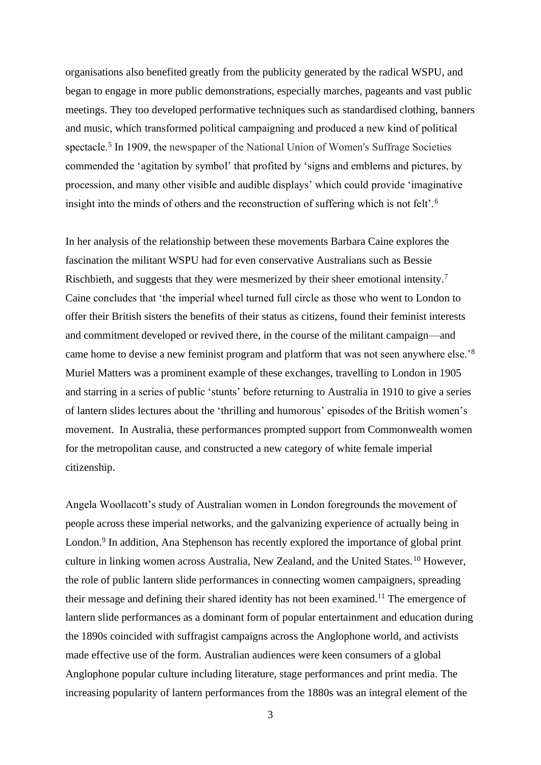organisations also benefited greatly from the publicity generated by the radical WSPU, and began to engage in more public demonstrations, especially marches, pageants and vast public meetings. They too developed performative techniques such as standardised clothing, banners and music, which transformed political campaigning and produced a new kind of political spectacle.[5] In 1909, the newspaper of the National Union of Women's Suffrage Societies commended the 'agitation by symbol' that profited by 'signs and emblems and pictures, by procession, and many other visible and audible displays' which could provide 'imaginative insight into the minds of others and the reconstruction of suffering which is not felt'.[6]

In her analysis of the relationship between these movements Barbara Caine explores the fascination the militant WSPU had for even conservative Australians such as Bessie Rischbieth, and suggests that they were mesmerized by their sheer emotional intensity.[7] Caine concludes that 'the imperial wheel turned full circle as those who went to London to offer their British sisters the benefits of their status as citizens, found their feminist interests and commitment developed or revived there, in the course of the militant campaign—and came home to devise a new feminist program and platform that was not seen anywhere else.'[8] Muriel Matters was a prominent example of these exchanges, travelling to London in 1905 and starring in a series of public 'stunts' before returning to Australia in 1910 to give a series of lantern slides lectures about the 'thrilling and humorous' episodes of the British women's movement. In Australia, these performances prompted support from Commonwealth women for the metropolitan cause, and constructed a new category of white female imperial citizenship.

Angela Woollacott's study of Australian women in London foregrounds the movement of people across these imperial networks, and the galvanizing experience of actually being in London.[9] In addition, Ana Stephenson has recently explored the importance of global print culture in linking women across Australia, New Zealand, and the United States.[10] However, the role of public lantern slide performances in connecting women campaigners, spreading their message and defining their shared identity has not been examined.[11] The emergence of lantern slide performances as a dominant form of popular entertainment and education during the 1890s coincided with suffragist campaigns across the Anglophone world, and activists made effective use of the form. Australian audiences were keen consumers of a global Anglophone popular culture including literature, stage performances and print media. The increasing popularity of lantern performances from the 1880s was an integral element of the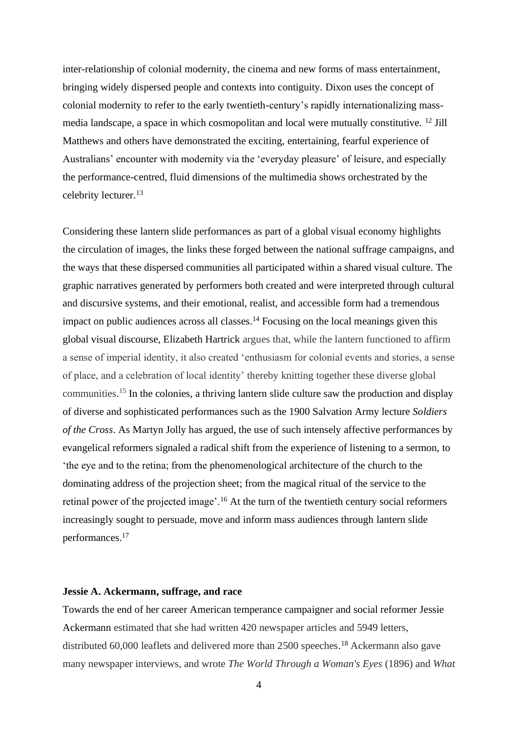inter-relationship of colonial modernity, the cinema and new forms of mass entertainment, bringing widely dispersed people and contexts into contiguity. Dixon uses the concept of colonial modernity to refer to the early twentieth-century's rapidly internationalizing mass-media landscape, a space in which cosmopolitan and local were mutually constitutive. [12] Jill Matthews and others have demonstrated the exciting, entertaining, fearful experience of Australians' encounter with modernity via the 'everyday pleasure' of leisure, and especially the performance-centred, fluid dimensions of the multimedia shows orchestrated by the celebrity lecturer.[13]

Considering these lantern slide performances as part of a global visual economy highlights the circulation of images, the links these forged between the national suffrage campaigns, and the ways that these dispersed communities all participated within a shared visual culture. The graphic narratives generated by performers both created and were interpreted through cultural and discursive systems, and their emotional, realist, and accessible form had a tremendous impact on public audiences across all classes.[14] Focusing on the local meanings given this global visual discourse, Elizabeth Hartrick argues that, while the lantern functioned to affirm a sense of imperial identity, it also created 'enthusiasm for colonial events and stories, a sense of place, and a celebration of local identity' thereby knitting together these diverse global communities.[15] In the colonies, a thriving lantern slide culture saw the production and display of diverse and sophisticated performances such as the 1900 Salvation Army lecture *Soldiers of the Cross*. As Martyn Jolly has argued, the use of such intensely affective performances by evangelical reformers signaled a radical shift from the experience of listening to a sermon, to 'the eye and to the retina; from the phenomenological architecture of the church to the dominating address of the projection sheet; from the magical ritual of the service to the retinal power of the projected image'.[16] At the turn of the twentieth century social reformers increasingly sought to persuade, move and inform mass audiences through lantern slide performances.[17]

**Jessie A. Ackermann, suffrage, and race**

Towards the end of her career American temperance campaigner and social reformer Jessie Ackermann estimated that she had written 420 newspaper articles and 5949 letters, distributed 60,000 leaflets and delivered more than 2500 speeches.[18] Ackermann also gave many newspaper interviews, and wrote *The World Through a Woman's Eyes* (1896) and *What*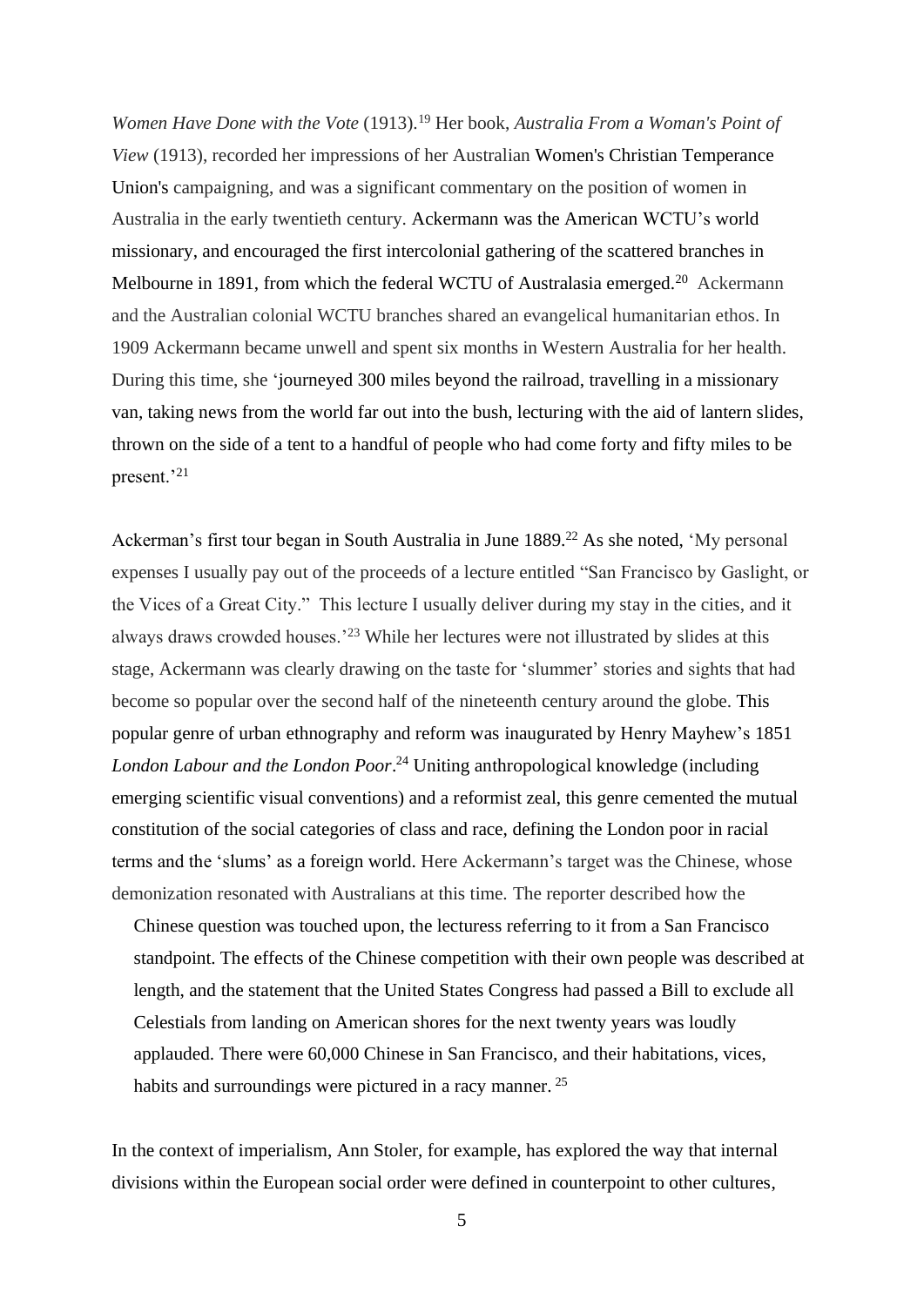*Women Have Done with the Vote* (1913).[19] Her book, *Australia From a Woman's Point of View* (1913), recorded her impressions of her Australian Women's Christian Temperance Union's campaigning, and was a significant commentary on the position of women in Australia in the early twentieth century. Ackermann was the American WCTU's world missionary, and encouraged the first intercolonial gathering of the scattered branches in Melbourne in 1891, from which the federal WCTU of Australasia emerged.[20] Ackermann and the Australian colonial WCTU branches shared an evangelical humanitarian ethos. In 1909 Ackermann became unwell and spent six months in Western Australia for her health. During this time, she 'journeyed 300 miles beyond the railroad, travelling in a missionary van, taking news from the world far out into the bush, lecturing with the aid of lantern slides, thrown on the side of a tent to a handful of people who had come forty and fifty miles to be present.'[21]

Ackerman's first tour began in South Australia in June 1889.[22] As she noted, 'My personal expenses I usually pay out of the proceeds of a lecture entitled "San Francisco by Gaslight, or the Vices of a Great City." This lecture I usually deliver during my stay in the cities, and it always draws crowded houses.'[23] While her lectures were not illustrated by slides at this stage, Ackermann was clearly drawing on the taste for 'slummer' stories and sights that had become so popular over the second half of the nineteenth century around the globe. This popular genre of urban ethnography and reform was inaugurated by Henry Mayhew's 1851 *London Labour and the London Poor*.[24] Uniting anthropological knowledge (including emerging scientific visual conventions) and a reformist zeal, this genre cemented the mutual constitution of the social categories of class and race, defining the London poor in racial terms and the 'slums' as a foreign world. Here Ackermann's target was the Chinese, whose demonization resonated with Australians at this time. The reporter described how the

> Chinese question was touched upon, the lecturess referring to it from a San Francisco standpoint. The effects of the Chinese competition with their own people was described at length, and the statement that the United States Congress had passed a Bill to exclude all Celestials from landing on American shores for the next twenty years was loudly applauded. There were 60,000 Chinese in San Francisco, and their habitations, vices, habits and surroundings were pictured in a racy manner.[25]

In the context of imperialism, Ann Stoler, for example, has explored the way that internal divisions within the European social order were defined in counterpoint to other cultures,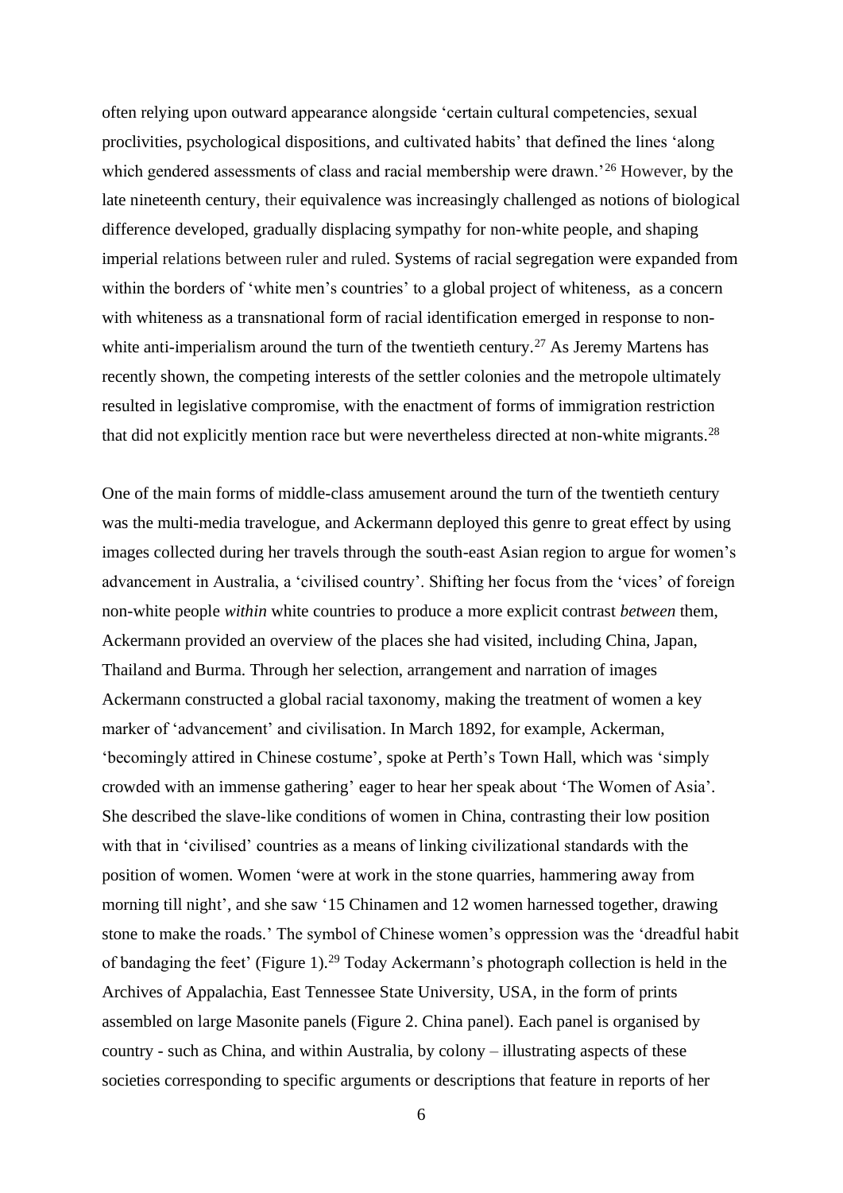often relying upon outward appearance alongside 'certain cultural competencies, sexual proclivities, psychological dispositions, and cultivated habits' that defined the lines 'along which gendered assessments of class and racial membership were drawn.'[26] However, by the late nineteenth century, their equivalence was increasingly challenged as notions of biological difference developed, gradually displacing sympathy for non-white people, and shaping imperial relations between ruler and ruled. Systems of racial segregation were expanded from within the borders of 'white men's countries' to a global project of whiteness, as a concern with whiteness as a transnational form of racial identification emerged in response to non-white anti-imperialism around the turn of the twentieth century.[27] As Jeremy Martens has recently shown, the competing interests of the settler colonies and the metropole ultimately resulted in legislative compromise, with the enactment of forms of immigration restriction that did not explicitly mention race but were nevertheless directed at non-white migrants.[28]

One of the main forms of middle-class amusement around the turn of the twentieth century was the multi-media travelogue, and Ackermann deployed this genre to great effect by using images collected during her travels through the south-east Asian region to argue for women's advancement in Australia, a 'civilised country'. Shifting her focus from the 'vices' of foreign non-white people *within* white countries to produce a more explicit contrast *between* them, Ackermann provided an overview of the places she had visited, including China, Japan, Thailand and Burma. Through her selection, arrangement and narration of images Ackermann constructed a global racial taxonomy, making the treatment of women a key marker of 'advancement' and civilisation. In March 1892, for example, Ackerman, 'becomingly attired in Chinese costume', spoke at Perth's Town Hall, which was 'simply crowded with an immense gathering' eager to hear her speak about 'The Women of Asia'. She described the slave-like conditions of women in China, contrasting their low position with that in 'civilised' countries as a means of linking civilizational standards with the position of women. Women 'were at work in the stone quarries, hammering away from morning till night', and she saw '15 Chinamen and 12 women harnessed together, drawing stone to make the roads.' The symbol of Chinese women's oppression was the 'dreadful habit of bandaging the feet' (Figure 1).[29] Today Ackermann's photograph collection is held in the Archives of Appalachia, East Tennessee State University, USA, in the form of prints assembled on large Masonite panels (Figure 2. China panel). Each panel is organised by country - such as China, and within Australia, by colony – illustrating aspects of these societies corresponding to specific arguments or descriptions that feature in reports of her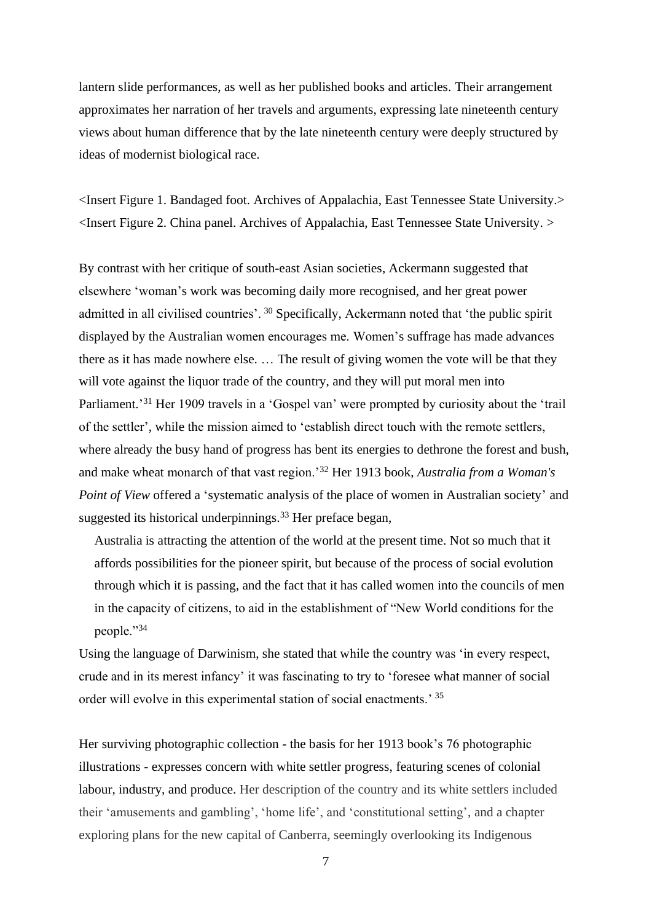lantern slide performances, as well as her published books and articles. Their arrangement approximates her narration of her travels and arguments, expressing late nineteenth century views about human difference that by the late nineteenth century were deeply structured by ideas of modernist biological race.

<Insert Figure 1. Bandaged foot. Archives of Appalachia, East Tennessee State University.>
<Insert Figure 2. China panel. Archives of Appalachia, East Tennessee State University. >

By contrast with her critique of south-east Asian societies, Ackermann suggested that elsewhere 'woman's work was becoming daily more recognised, and her great power admitted in all civilised countries'.[30] Specifically, Ackermann noted that 'the public spirit displayed by the Australian women encourages me. Women's suffrage has made advances there as it has made nowhere else. … The result of giving women the vote will be that they will vote against the liquor trade of the country, and they will put moral men into Parliament.'[31] Her 1909 travels in a 'Gospel van' were prompted by curiosity about the 'trail of the settler', while the mission aimed to 'establish direct touch with the remote settlers, where already the busy hand of progress has bent its energies to dethrone the forest and bush, and make wheat monarch of that vast region.'[32] Her 1913 book, *Australia from a Woman's Point of View* offered a 'systematic analysis of the place of women in Australian society' and suggested its historical underpinnings.[33] Her preface began,

> Australia is attracting the attention of the world at the present time. Not so much that it affords possibilities for the pioneer spirit, but because of the process of social evolution through which it is passing, and the fact that it has called women into the councils of men in the capacity of citizens, to aid in the establishment of "New World conditions for the people."[34]

Using the language of Darwinism, she stated that while the country was 'in every respect, crude and in its merest infancy' it was fascinating to try to 'foresee what manner of social order will evolve in this experimental station of social enactments.'[35]

Her surviving photographic collection - the basis for her 1913 book's 76 photographic illustrations - expresses concern with white settler progress, featuring scenes of colonial labour, industry, and produce. Her description of the country and its white settlers included their 'amusements and gambling', 'home life', and 'constitutional setting', and a chapter exploring plans for the new capital of Canberra, seemingly overlooking its Indigenous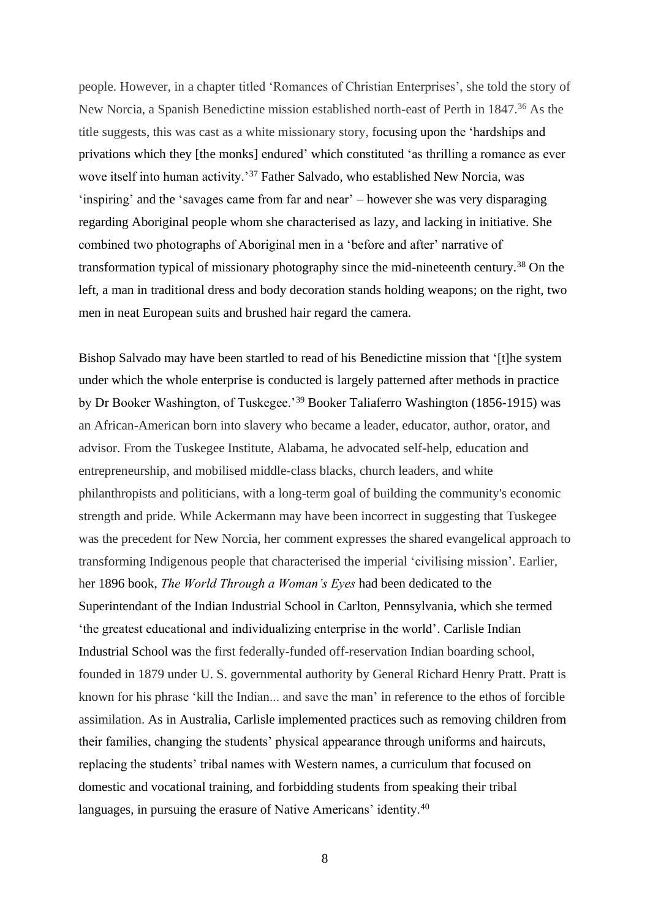people. However, in a chapter titled 'Romances of Christian Enterprises', she told the story of New Norcia, a Spanish Benedictine mission established north-east of Perth in 1847.[36] As the title suggests, this was cast as a white missionary story, focusing upon the 'hardships and privations which they [the monks] endured' which constituted 'as thrilling a romance as ever wove itself into human activity.'[37] Father Salvado, who established New Norcia, was 'inspiring' and the 'savages came from far and near' – however she was very disparaging regarding Aboriginal people whom she characterised as lazy, and lacking in initiative. She combined two photographs of Aboriginal men in a 'before and after' narrative of transformation typical of missionary photography since the mid-nineteenth century.[38] On the left, a man in traditional dress and body decoration stands holding weapons; on the right, two men in neat European suits and brushed hair regard the camera.

Bishop Salvado may have been startled to read of his Benedictine mission that '[t]he system under which the whole enterprise is conducted is largely patterned after methods in practice by Dr Booker Washington, of Tuskegee.'[39] Booker Taliaferro Washington (1856-1915) was an African-American born into slavery who became a leader, educator, author, orator, and advisor. From the Tuskegee Institute, Alabama, he advocated self-help, education and entrepreneurship, and mobilised middle-class blacks, church leaders, and white philanthropists and politicians, with a long-term goal of building the community's economic strength and pride. While Ackermann may have been incorrect in suggesting that Tuskegee was the precedent for New Norcia, her comment expresses the shared evangelical approach to transforming Indigenous people that characterised the imperial 'civilising mission'. Earlier, her 1896 book, *The World Through a Woman's Eyes* had been dedicated to the Superintendant of the Indian Industrial School in Carlton, Pennsylvania, which she termed 'the greatest educational and individualizing enterprise in the world'. Carlisle Indian Industrial School was the first federally-funded off-reservation Indian boarding school, founded in 1879 under U. S. governmental authority by General Richard Henry Pratt. Pratt is known for his phrase 'kill the Indian... and save the man' in reference to the ethos of forcible assimilation. As in Australia, Carlisle implemented practices such as removing children from their families, changing the students' physical appearance through uniforms and haircuts, replacing the students' tribal names with Western names, a curriculum that focused on domestic and vocational training, and forbidding students from speaking their tribal languages, in pursuing the erasure of Native Americans' identity.[40]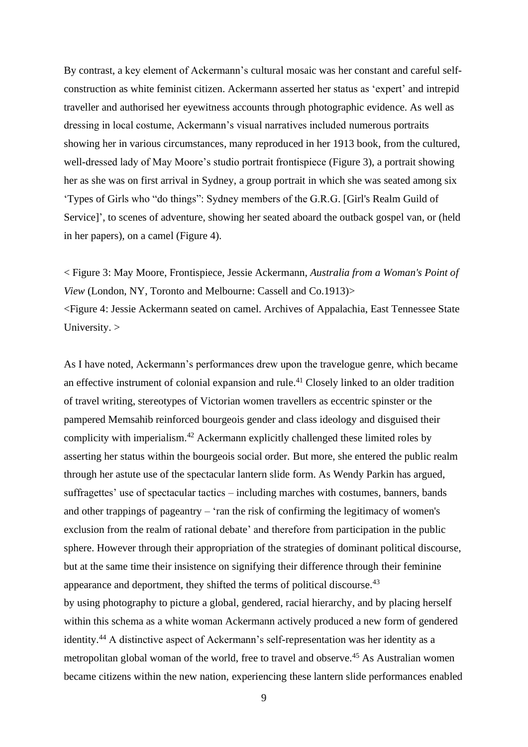By contrast, a key element of Ackermann's cultural mosaic was her constant and careful self-construction as white feminist citizen. Ackermann asserted her status as 'expert' and intrepid traveller and authorised her eyewitness accounts through photographic evidence. As well as dressing in local costume, Ackermann's visual narratives included numerous portraits showing her in various circumstances, many reproduced in her 1913 book, from the cultured, well-dressed lady of May Moore's studio portrait frontispiece (Figure 3), a portrait showing her as she was on first arrival in Sydney, a group portrait in which she was seated among six 'Types of Girls who "do things": Sydney members of the G.R.G. [Girl's Realm Guild of Service]', to scenes of adventure, showing her seated aboard the outback gospel van, or (held in her papers), on a camel (Figure 4).

< Figure 3: May Moore, Frontispiece, Jessie Ackermann, *Australia from a Woman's Point of View* (London, NY, Toronto and Melbourne: Cassell and Co.1913)>
<Figure 4: Jessie Ackermann seated on camel. Archives of Appalachia, East Tennessee State University. >

As I have noted, Ackermann's performances drew upon the travelogue genre, which became an effective instrument of colonial expansion and rule.[41] Closely linked to an older tradition of travel writing, stereotypes of Victorian women travellers as eccentric spinster or the pampered Memsahib reinforced bourgeois gender and class ideology and disguised their complicity with imperialism.[42] Ackermann explicitly challenged these limited roles by asserting her status within the bourgeois social order. But more, she entered the public realm through her astute use of the spectacular lantern slide form. As Wendy Parkin has argued, suffragettes' use of spectacular tactics – including marches with costumes, banners, bands and other trappings of pageantry – 'ran the risk of confirming the legitimacy of women's exclusion from the realm of rational debate' and therefore from participation in the public sphere. However through their appropriation of the strategies of dominant political discourse, but at the same time their insistence on signifying their difference through their feminine appearance and deportment, they shifted the terms of political discourse.[43]
by using photography to picture a global, gendered, racial hierarchy, and by placing herself within this schema as a white woman Ackermann actively produced a new form of gendered identity.[44] A distinctive aspect of Ackermann's self-representation was her identity as a metropolitan global woman of the world, free to travel and observe.[45] As Australian women became citizens within the new nation, experiencing these lantern slide performances enabled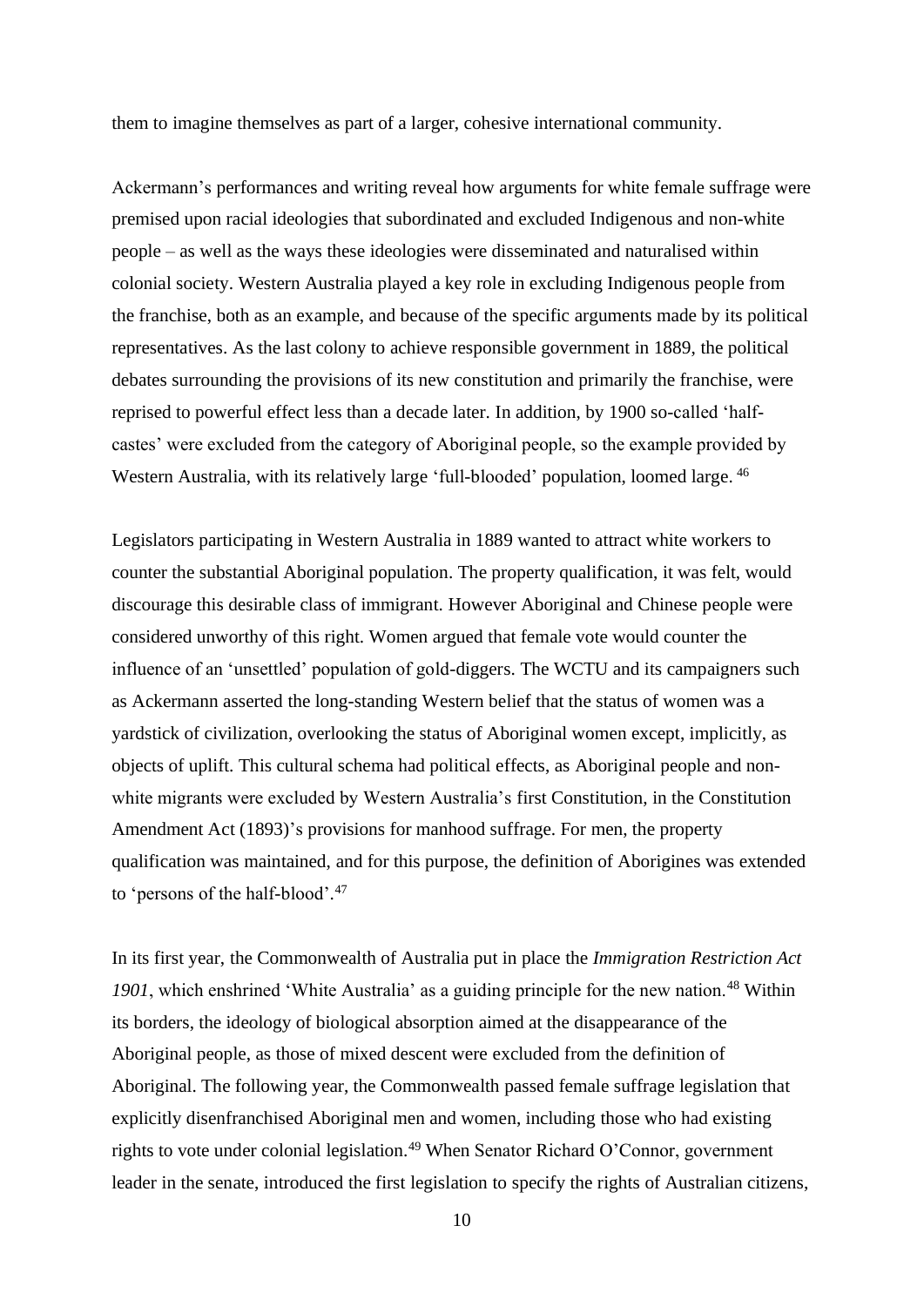them to imagine themselves as part of a larger, cohesive international community.

Ackermann's performances and writing reveal how arguments for white female suffrage were premised upon racial ideologies that subordinated and excluded Indigenous and non-white people – as well as the ways these ideologies were disseminated and naturalised within colonial society. Western Australia played a key role in excluding Indigenous people from the franchise, both as an example, and because of the specific arguments made by its political representatives. As the last colony to achieve responsible government in 1889, the political debates surrounding the provisions of its new constitution and primarily the franchise, were reprised to powerful effect less than a decade later. In addition, by 1900 so-called 'half-castes' were excluded from the category of Aboriginal people, so the example provided by Western Australia, with its relatively large 'full-blooded' population, loomed large. [46]

Legislators participating in Western Australia in 1889 wanted to attract white workers to counter the substantial Aboriginal population. The property qualification, it was felt, would discourage this desirable class of immigrant. However Aboriginal and Chinese people were considered unworthy of this right. Women argued that female vote would counter the influence of an 'unsettled' population of gold-diggers. The WCTU and its campaigners such as Ackermann asserted the long-standing Western belief that the status of women was a yardstick of civilization, overlooking the status of Aboriginal women except, implicitly, as objects of uplift. This cultural schema had political effects, as Aboriginal people and non-white migrants were excluded by Western Australia's first Constitution, in the Constitution Amendment Act (1893)'s provisions for manhood suffrage. For men, the property qualification was maintained, and for this purpose, the definition of Aborigines was extended to 'persons of the half-blood'.[47]

In its first year, the Commonwealth of Australia put in place the *Immigration Restriction Act 1901*, which enshrined 'White Australia' as a guiding principle for the new nation.[48] Within its borders, the ideology of biological absorption aimed at the disappearance of the Aboriginal people, as those of mixed descent were excluded from the definition of Aboriginal. The following year, the Commonwealth passed female suffrage legislation that explicitly disenfranchised Aboriginal men and women, including those who had existing rights to vote under colonial legislation.[49] When Senator Richard O'Connor, government leader in the senate, introduced the first legislation to specify the rights of Australian citizens,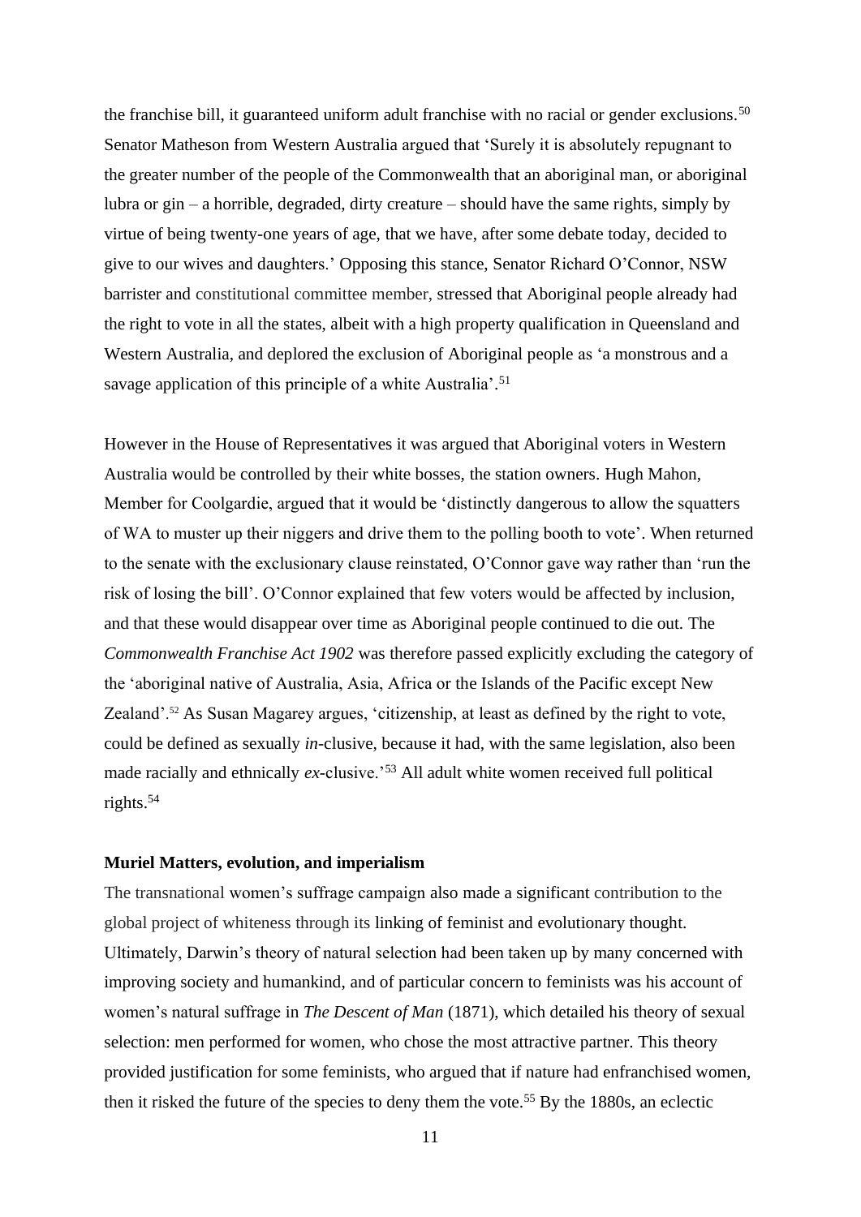the franchise bill, it guaranteed uniform adult franchise with no racial or gender exclusions.[50] Senator Matheson from Western Australia argued that 'Surely it is absolutely repugnant to the greater number of the people of the Commonwealth that an aboriginal man, or aboriginal lubra or gin – a horrible, degraded, dirty creature – should have the same rights, simply by virtue of being twenty-one years of age, that we have, after some debate today, decided to give to our wives and daughters.' Opposing this stance, Senator Richard O'Connor, NSW barrister and constitutional committee member, stressed that Aboriginal people already had the right to vote in all the states, albeit with a high property qualification in Queensland and Western Australia, and deplored the exclusion of Aboriginal people as 'a monstrous and a savage application of this principle of a white Australia'.[51]

However in the House of Representatives it was argued that Aboriginal voters in Western Australia would be controlled by their white bosses, the station owners. Hugh Mahon, Member for Coolgardie, argued that it would be 'distinctly dangerous to allow the squatters of WA to muster up their niggers and drive them to the polling booth to vote'. When returned to the senate with the exclusionary clause reinstated, O'Connor gave way rather than 'run the risk of losing the bill'. O'Connor explained that few voters would be affected by inclusion, and that these would disappear over time as Aboriginal people continued to die out. The *Commonwealth Franchise Act 1902* was therefore passed explicitly excluding the category of the 'aboriginal native of Australia, Asia, Africa or the Islands of the Pacific except New Zealand'.[52] As Susan Magarey argues, 'citizenship, at least as defined by the right to vote, could be defined as sexually *in*-clusive, because it had, with the same legislation, also been made racially and ethnically *ex*-clusive.'[53] All adult white women received full political rights.[54]

**Muriel Matters, evolution, and imperialism**

The transnational women's suffrage campaign also made a significant contribution to the global project of whiteness through its linking of feminist and evolutionary thought. Ultimately, Darwin's theory of natural selection had been taken up by many concerned with improving society and humankind, and of particular concern to feminists was his account of women's natural suffrage in *The Descent of Man* (1871), which detailed his theory of sexual selection: men performed for women, who chose the most attractive partner. This theory provided justification for some feminists, who argued that if nature had enfranchised women, then it risked the future of the species to deny them the vote.[55] By the 1880s, an eclectic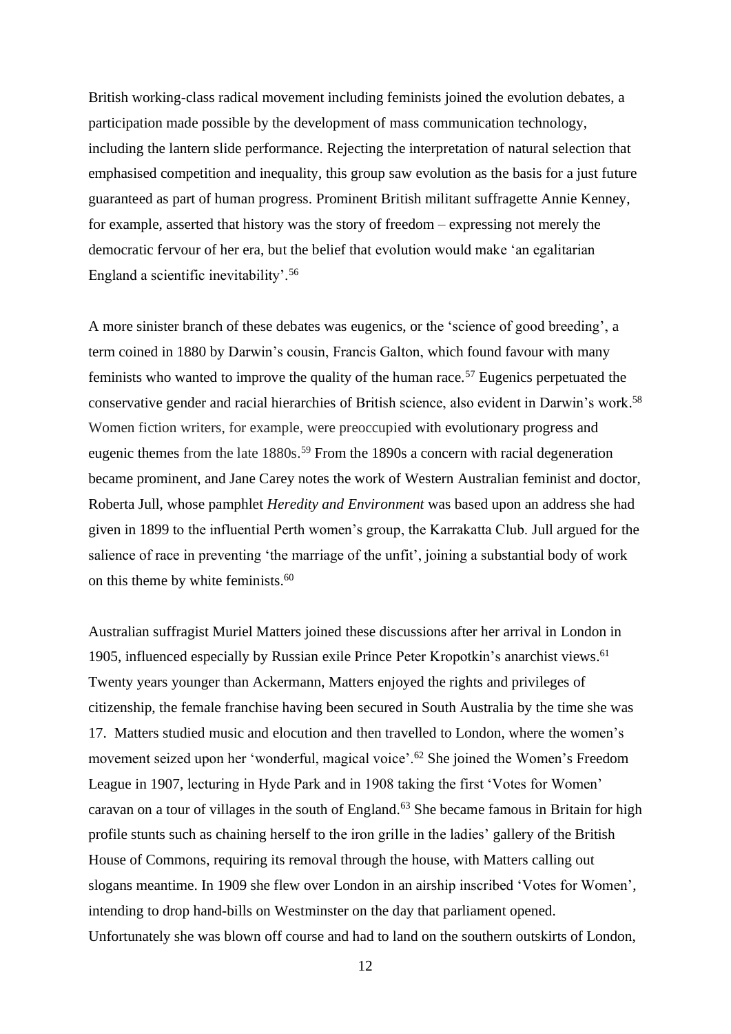British working-class radical movement including feminists joined the evolution debates, a participation made possible by the development of mass communication technology, including the lantern slide performance. Rejecting the interpretation of natural selection that emphasised competition and inequality, this group saw evolution as the basis for a just future guaranteed as part of human progress. Prominent British militant suffragette Annie Kenney, for example, asserted that history was the story of freedom – expressing not merely the democratic fervour of her era, but the belief that evolution would make 'an egalitarian England a scientific inevitability'.[56]

A more sinister branch of these debates was eugenics, or the 'science of good breeding', a term coined in 1880 by Darwin's cousin, Francis Galton, which found favour with many feminists who wanted to improve the quality of the human race.[57] Eugenics perpetuated the conservative gender and racial hierarchies of British science, also evident in Darwin's work.[58] Women fiction writers, for example, were preoccupied with evolutionary progress and eugenic themes from the late 1880s.[59] From the 1890s a concern with racial degeneration became prominent, and Jane Carey notes the work of Western Australian feminist and doctor, Roberta Jull, whose pamphlet *Heredity and Environment* was based upon an address she had given in 1899 to the influential Perth women's group, the Karrakatta Club. Jull argued for the salience of race in preventing 'the marriage of the unfit', joining a substantial body of work on this theme by white feminists.[60]

Australian suffragist Muriel Matters joined these discussions after her arrival in London in 1905, influenced especially by Russian exile Prince Peter Kropotkin's anarchist views.[61] Twenty years younger than Ackermann, Matters enjoyed the rights and privileges of citizenship, the female franchise having been secured in South Australia by the time she was 17. Matters studied music and elocution and then travelled to London, where the women's movement seized upon her 'wonderful, magical voice'.[62] She joined the Women's Freedom League in 1907, lecturing in Hyde Park and in 1908 taking the first 'Votes for Women' caravan on a tour of villages in the south of England.[63] She became famous in Britain for high profile stunts such as chaining herself to the iron grille in the ladies' gallery of the British House of Commons, requiring its removal through the house, with Matters calling out slogans meantime. In 1909 she flew over London in an airship inscribed 'Votes for Women', intending to drop hand-bills on Westminster on the day that parliament opened. Unfortunately she was blown off course and had to land on the southern outskirts of London,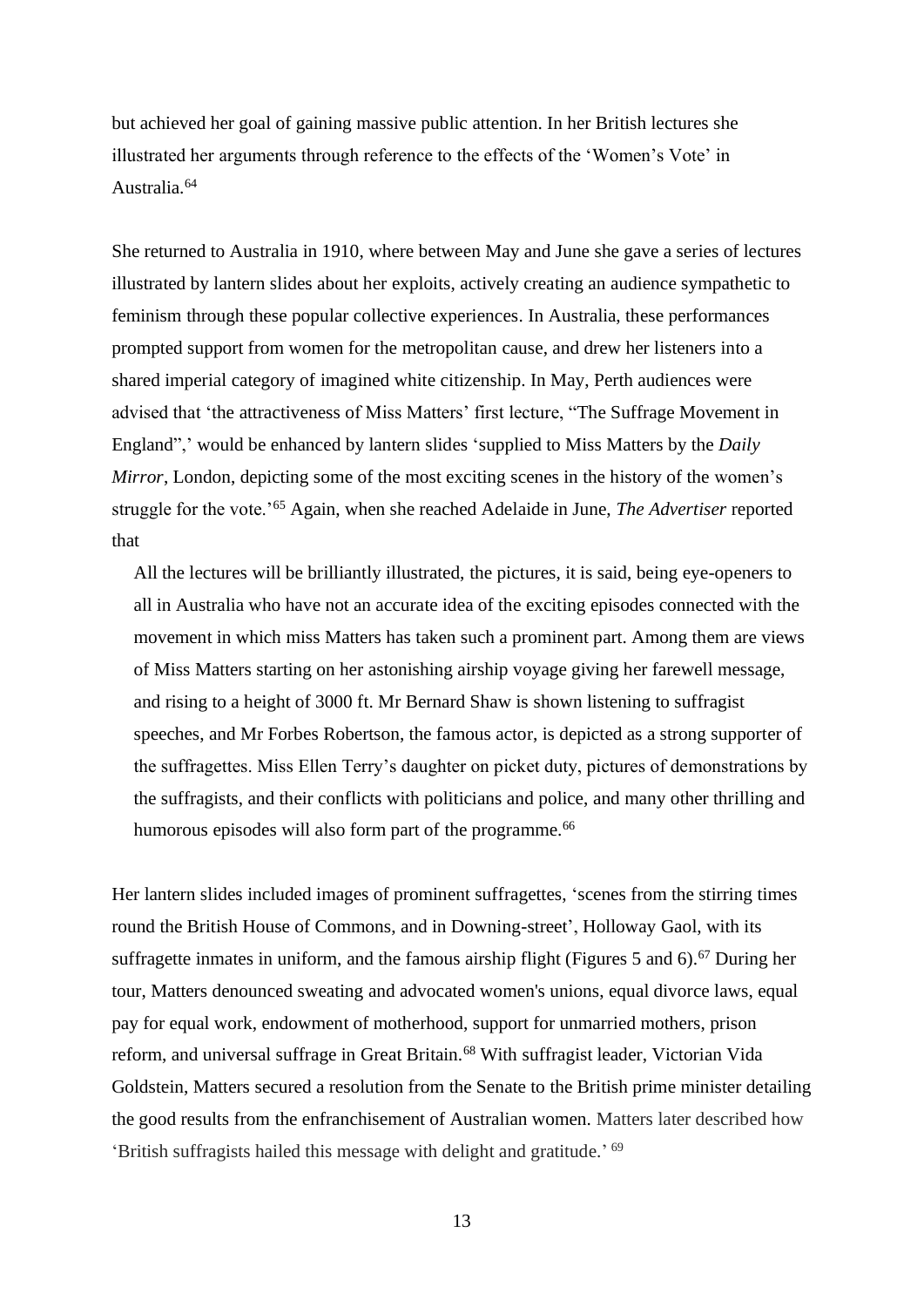but achieved her goal of gaining massive public attention. In her British lectures she illustrated her arguments through reference to the effects of the 'Women's Vote' in Australia.[64]

She returned to Australia in 1910, where between May and June she gave a series of lectures illustrated by lantern slides about her exploits, actively creating an audience sympathetic to feminism through these popular collective experiences. In Australia, these performances prompted support from women for the metropolitan cause, and drew her listeners into a shared imperial category of imagined white citizenship. In May, Perth audiences were advised that 'the attractiveness of Miss Matters' first lecture, "The Suffrage Movement in England",' would be enhanced by lantern slides 'supplied to Miss Matters by the *Daily Mirror*, London, depicting some of the most exciting scenes in the history of the women's struggle for the vote.'[65] Again, when she reached Adelaide in June, *The Advertiser* reported that

> All the lectures will be brilliantly illustrated, the pictures, it is said, being eye-openers to all in Australia who have not an accurate idea of the exciting episodes connected with the movement in which miss Matters has taken such a prominent part. Among them are views of Miss Matters starting on her astonishing airship voyage giving her farewell message, and rising to a height of 3000 ft. Mr Bernard Shaw is shown listening to suffragist speeches, and Mr Forbes Robertson, the famous actor, is depicted as a strong supporter of the suffragettes. Miss Ellen Terry's daughter on picket duty, pictures of demonstrations by the suffragists, and their conflicts with politicians and police, and many other thrilling and humorous episodes will also form part of the programme.[66]

Her lantern slides included images of prominent suffragettes, 'scenes from the stirring times round the British House of Commons, and in Downing-street', Holloway Gaol, with its suffragette inmates in uniform, and the famous airship flight (Figures 5 and 6).[67] During her tour, Matters denounced sweating and advocated women's unions, equal divorce laws, equal pay for equal work, endowment of motherhood, support for unmarried mothers, prison reform, and universal suffrage in Great Britain.[68] With suffragist leader, Victorian Vida Goldstein, Matters secured a resolution from the Senate to the British prime minister detailing the good results from the enfranchisement of Australian women. Matters later described how 'British suffragists hailed this message with delight and gratitude.'[69]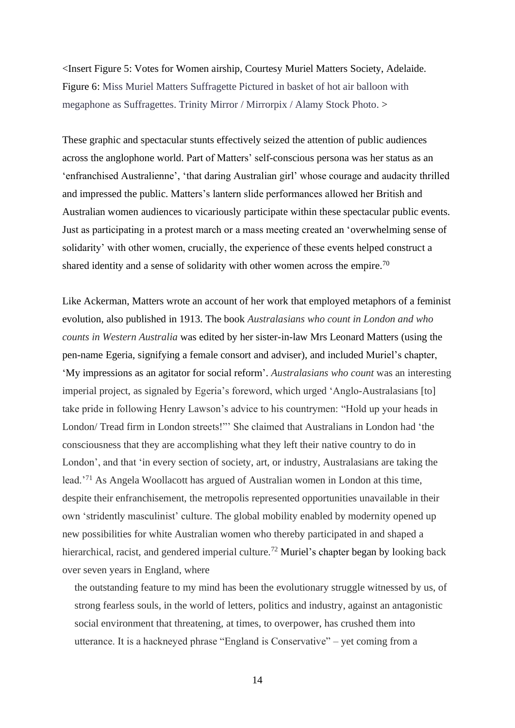<Insert Figure 5: Votes for Women airship, Courtesy Muriel Matters Society, Adelaide. Figure 6: Miss Muriel Matters Suffragette Pictured in basket of hot air balloon with megaphone as Suffragettes. Trinity Mirror / Mirrorpix / Alamy Stock Photo. >

These graphic and spectacular stunts effectively seized the attention of public audiences across the anglophone world. Part of Matters' self-conscious persona was her status as an 'enfranchised Australienne', 'that daring Australian girl' whose courage and audacity thrilled and impressed the public. Matters's lantern slide performances allowed her British and Australian women audiences to vicariously participate within these spectacular public events. Just as participating in a protest march or a mass meeting created an 'overwhelming sense of solidarity' with other women, crucially, the experience of these events helped construct a shared identity and a sense of solidarity with other women across the empire.[70]

Like Ackerman, Matters wrote an account of her work that employed metaphors of a feminist evolution, also published in 1913. The book *Australasians who count in London and who counts in Western Australia* was edited by her sister-in-law Mrs Leonard Matters (using the pen-name Egeria, signifying a female consort and adviser), and included Muriel's chapter, 'My impressions as an agitator for social reform'. *Australasians who count* was an interesting imperial project, as signaled by Egeria's foreword, which urged 'Anglo-Australasians [to] take pride in following Henry Lawson's advice to his countrymen: "Hold up your heads in London/ Tread firm in London streets!"' She claimed that Australians in London had 'the consciousness that they are accomplishing what they left their native country to do in London', and that 'in every section of society, art, or industry, Australasians are taking the lead.'[71] As Angela Woollacott has argued of Australian women in London at this time, despite their enfranchisement, the metropolis represented opportunities unavailable in their own 'stridently masculinist' culture. The global mobility enabled by modernity opened up new possibilities for white Australian women who thereby participated in and shaped a hierarchical, racist, and gendered imperial culture.[72] Muriel's chapter began by looking back over seven years in England, where

> the outstanding feature to my mind has been the evolutionary struggle witnessed by us, of strong fearless souls, in the world of letters, politics and industry, against an antagonistic social environment that threatening, at times, to overpower, has crushed them into utterance. It is a hackneyed phrase "England is Conservative" – yet coming from a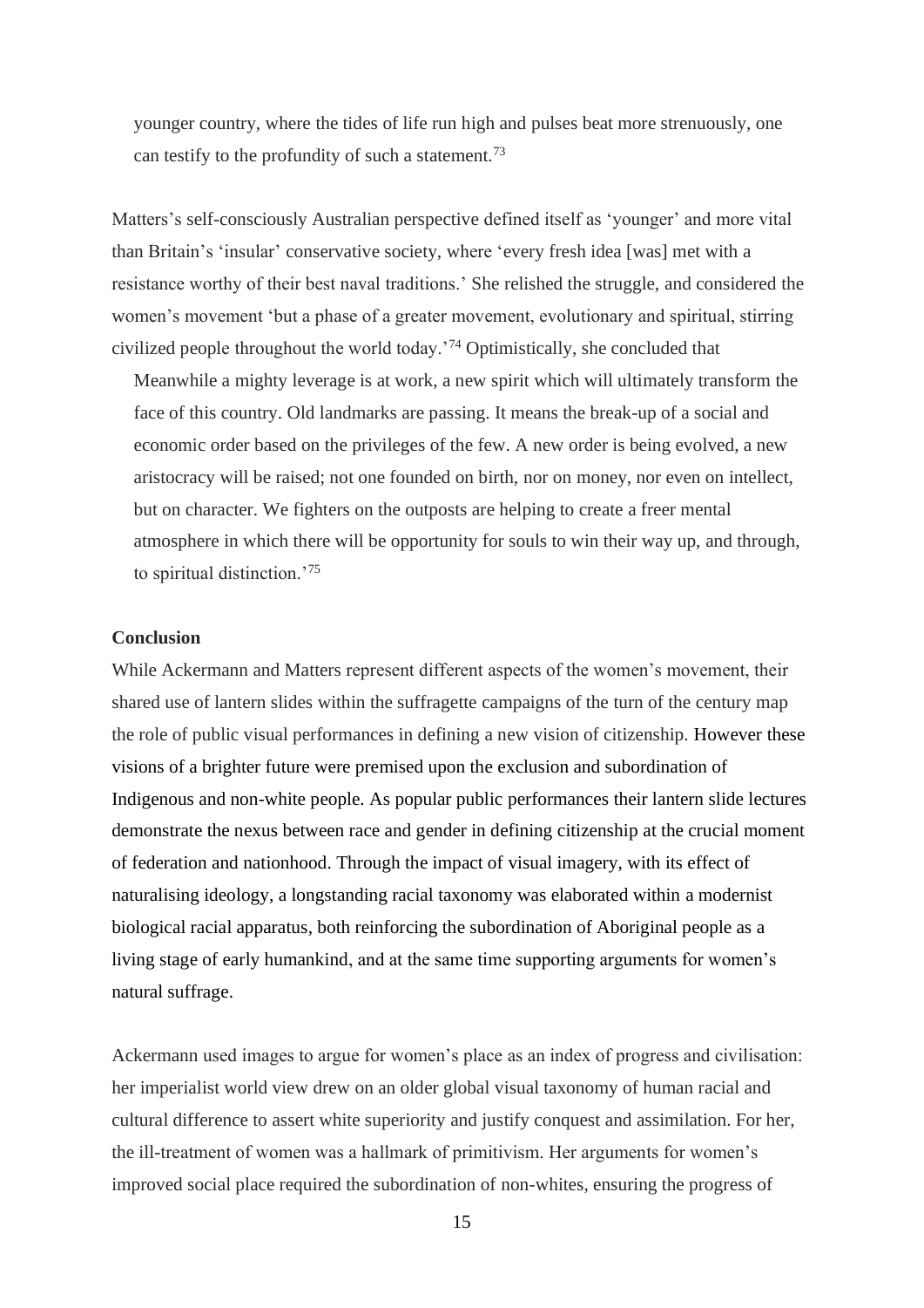> younger country, where the tides of life run high and pulses beat more strenuously, one can testify to the profundity of such a statement.[73]

Matters's self-consciously Australian perspective defined itself as 'younger' and more vital than Britain's 'insular' conservative society, where 'every fresh idea [was] met with a resistance worthy of their best naval traditions.' She relished the struggle, and considered the women's movement 'but a phase of a greater movement, evolutionary and spiritual, stirring civilized people throughout the world today.'[74] Optimistically, she concluded that

> Meanwhile a mighty leverage is at work, a new spirit which will ultimately transform the face of this country. Old landmarks are passing. It means the break-up of a social and economic order based on the privileges of the few. A new order is being evolved, a new aristocracy will be raised; not one founded on birth, nor on money, nor even on intellect, but on character. We fighters on the outposts are helping to create a freer mental atmosphere in which there will be opportunity for souls to win their way up, and through, to spiritual distinction.'[75]

**Conclusion**

While Ackermann and Matters represent different aspects of the women's movement, their shared use of lantern slides within the suffragette campaigns of the turn of the century map the role of public visual performances in defining a new vision of citizenship. However these visions of a brighter future were premised upon the exclusion and subordination of Indigenous and non-white people. As popular public performances their lantern slide lectures demonstrate the nexus between race and gender in defining citizenship at the crucial moment of federation and nationhood. Through the impact of visual imagery, with its effect of naturalising ideology, a longstanding racial taxonomy was elaborated within a modernist biological racial apparatus, both reinforcing the subordination of Aboriginal people as a living stage of early humankind, and at the same time supporting arguments for women's natural suffrage.

Ackermann used images to argue for women's place as an index of progress and civilisation: her imperialist world view drew on an older global visual taxonomy of human racial and cultural difference to assert white superiority and justify conquest and assimilation. For her, the ill-treatment of women was a hallmark of primitivism. Her arguments for women's improved social place required the subordination of non-whites, ensuring the progress of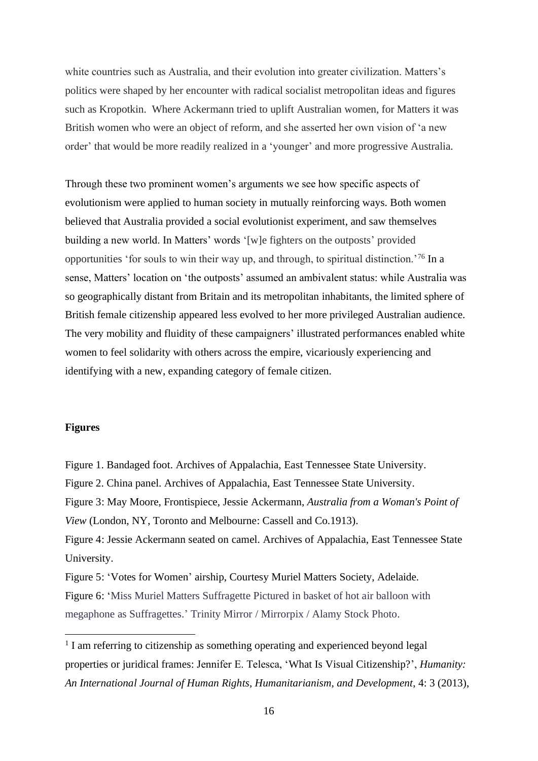white countries such as Australia, and their evolution into greater civilization. Matters's politics were shaped by her encounter with radical socialist metropolitan ideas and figures such as Kropotkin. Where Ackermann tried to uplift Australian women, for Matters it was British women who were an object of reform, and she asserted her own vision of 'a new order' that would be more readily realized in a 'younger' and more progressive Australia.

Through these two prominent women's arguments we see how specific aspects of evolutionism were applied to human society in mutually reinforcing ways. Both women believed that Australia provided a social evolutionist experiment, and saw themselves building a new world. In Matters' words '[w]e fighters on the outposts' provided opportunities 'for souls to win their way up, and through, to spiritual distinction.'[76] In a sense, Matters' location on 'the outposts' assumed an ambivalent status: while Australia was so geographically distant from Britain and its metropolitan inhabitants, the limited sphere of British female citizenship appeared less evolved to her more privileged Australian audience. The very mobility and fluidity of these campaigners' illustrated performances enabled white women to feel solidarity with others across the empire, vicariously experiencing and identifying with a new, expanding category of female citizen.

**Figures**

Figure 1. Bandaged foot. Archives of Appalachia, East Tennessee State University.
Figure 2. China panel. Archives of Appalachia, East Tennessee State University.
Figure 3: May Moore, Frontispiece, Jessie Ackermann, *Australia from a Woman's Point of View* (London, NY, Toronto and Melbourne: Cassell and Co.1913).
Figure 4: Jessie Ackermann seated on camel. Archives of Appalachia, East Tennessee State University.
Figure 5: 'Votes for Women' airship, Courtesy Muriel Matters Society, Adelaide.
Figure 6: 'Miss Muriel Matters Suffragette Pictured in basket of hot air balloon with megaphone as Suffragettes.' Trinity Mirror / Mirrorpix / Alamy Stock Photo.

---

[1] I am referring to citizenship as something operating and experienced beyond legal properties or juridical frames: Jennifer E. Telesca, 'What Is Visual Citizenship?', *Humanity: An International Journal of Human Rights, Humanitarianism, and Development*, 4: 3 (2013),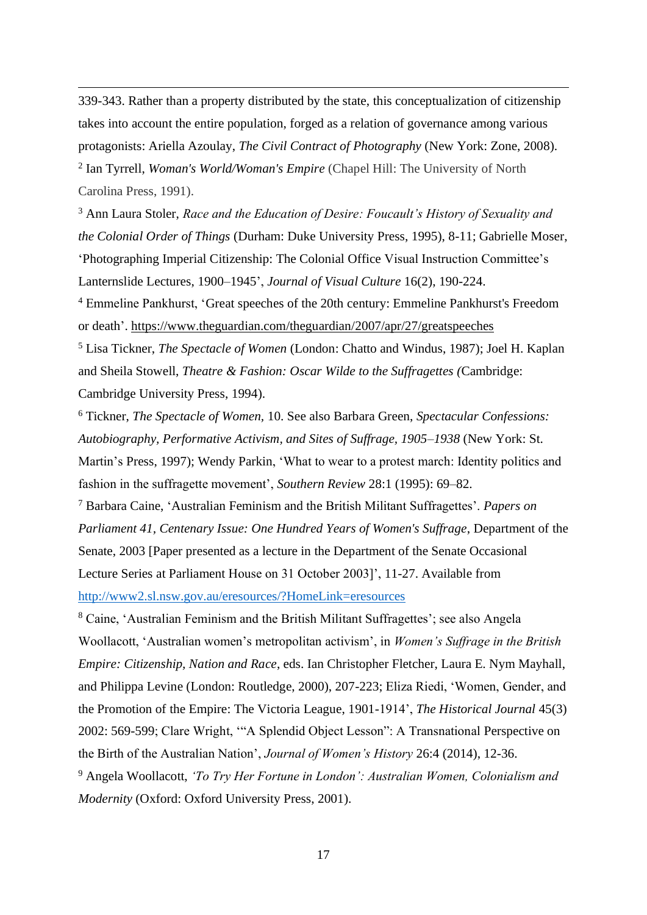339-343. Rather than a property distributed by the state, this conceptualization of citizenship takes into account the entire population, forged as a relation of governance among various protagonists: Ariella Azoulay, *The Civil Contract of Photography* (New York: Zone, 2008).

[2] Ian Tyrrell, *Woman's World/Woman's Empire* (Chapel Hill: The University of North Carolina Press, 1991).

[3] Ann Laura Stoler, *Race and the Education of Desire: Foucault's History of Sexuality and the Colonial Order of Things* (Durham: Duke University Press, 1995), 8-11; Gabrielle Moser, 'Photographing Imperial Citizenship: The Colonial Office Visual Instruction Committee's Lanternslide Lectures, 1900–1945', *Journal of Visual Culture* 16(2), 190-224.

[4] Emmeline Pankhurst, 'Great speeches of the 20th century: Emmeline Pankhurst's Freedom or death'. https://www.theguardian.com/theguardian/2007/apr/27/greatspeeches

[5] Lisa Tickner, *The Spectacle of Women* (London: Chatto and Windus, 1987); Joel H. Kaplan and Sheila Stowell, *Theatre & Fashion: Oscar Wilde to the Suffragettes (*Cambridge: Cambridge University Press, 1994).

[6] Tickner, *The Spectacle of Women*, 10. See also Barbara Green, *Spectacular Confessions: Autobiography, Performative Activism, and Sites of Suffrage, 1905–1938* (New York: St. Martin's Press, 1997); Wendy Parkin, 'What to wear to a protest march: Identity politics and fashion in the suffragette movement', *Southern Review* 28:1 (1995): 69–82.

[7] Barbara Caine, 'Australian Feminism and the British Militant Suffragettes'. *Papers on Parliament 41, Centenary Issue: One Hundred Years of Women's Suffrage*, Department of the Senate, 2003 [Paper presented as a lecture in the Department of the Senate Occasional Lecture Series at Parliament House on 31 October 2003]', 11-27. Available from http://www2.sl.nsw.gov.au/eresources/?HomeLink=eresources

[8] Caine, 'Australian Feminism and the British Militant Suffragettes'; see also Angela Woollacott, 'Australian women's metropolitan activism', in *Women's Suffrage in the British Empire: Citizenship, Nation and Race*, eds. Ian Christopher Fletcher, Laura E. Nym Mayhall, and Philippa Levine (London: Routledge, 2000), 207-223; Eliza Riedi, 'Women, Gender, and the Promotion of the Empire: The Victoria League, 1901-1914', *The Historical Journal* 45(3) 2002: 569-599; Clare Wright, '"A Splendid Object Lesson": A Transnational Perspective on the Birth of the Australian Nation', *Journal of Women's History* 26:4 (2014), 12-36.

[9] Angela Woollacott, *'To Try Her Fortune in London': Australian Women, Colonialism and Modernity* (Oxford: Oxford University Press, 2001).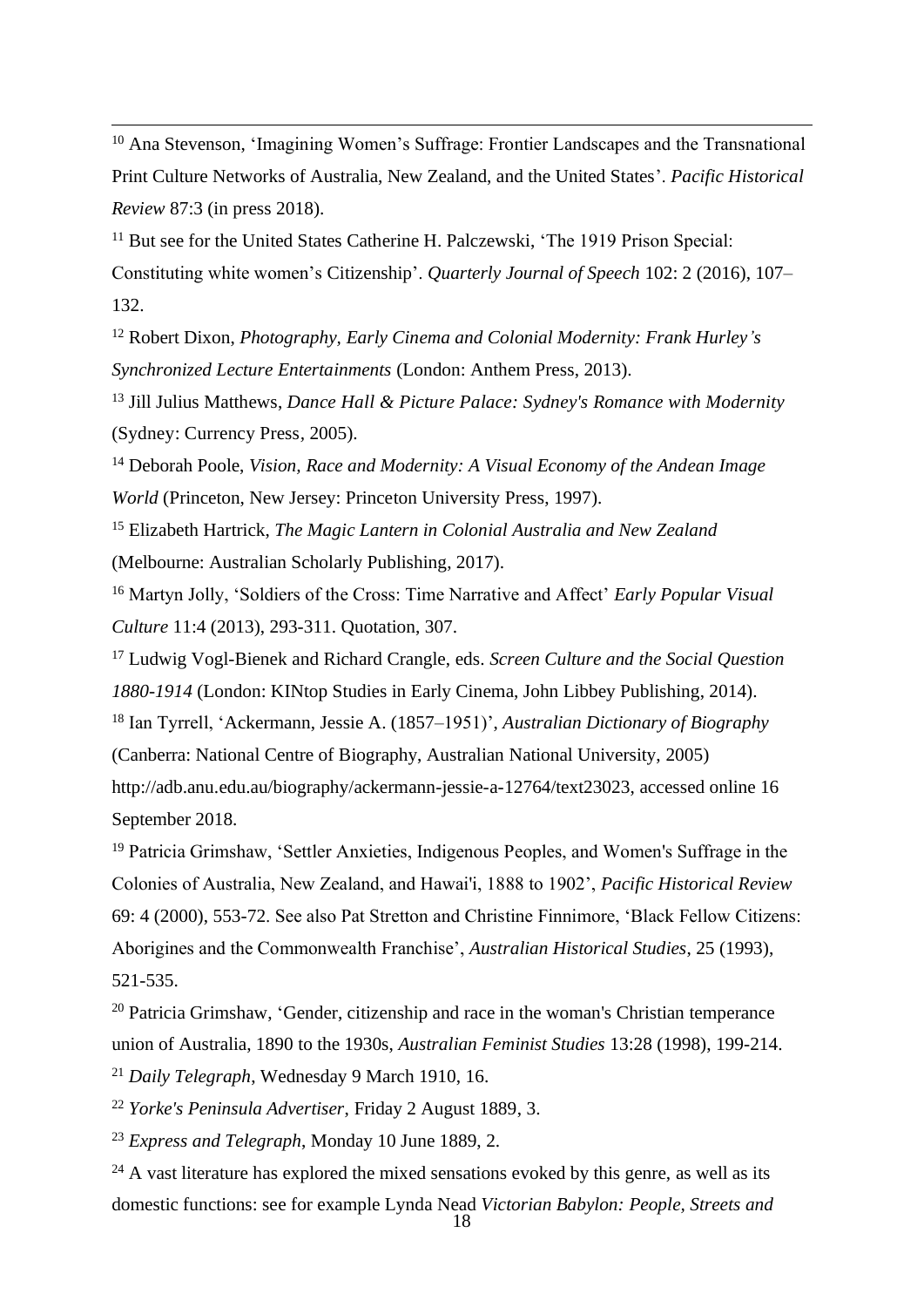[10] Ana Stevenson, 'Imagining Women's Suffrage: Frontier Landscapes and the Transnational Print Culture Networks of Australia, New Zealand, and the United States'. *Pacific Historical Review* 87:3 (in press 2018).

[11] But see for the United States Catherine H. Palczewski, 'The 1919 Prison Special: Constituting white women's Citizenship'. *Quarterly Journal of Speech* 102: 2 (2016), 107–132.

[12] Robert Dixon, *Photography, Early Cinema and Colonial Modernity: Frank Hurley's Synchronized Lecture Entertainments* (London: Anthem Press, 2013).

[13] Jill Julius Matthews, *Dance Hall & Picture Palace: Sydney's Romance with Modernity* (Sydney: Currency Press, 2005).

[14] Deborah Poole, *Vision, Race and Modernity: A Visual Economy of the Andean Image World* (Princeton, New Jersey: Princeton University Press, 1997).

[15] Elizabeth Hartrick, *The Magic Lantern in Colonial Australia and New Zealand* (Melbourne: Australian Scholarly Publishing, 2017).

[16] Martyn Jolly, 'Soldiers of the Cross: Time Narrative and Affect' *Early Popular Visual Culture* 11:4 (2013), 293-311. Quotation, 307.

[17] Ludwig Vogl-Bienek and Richard Crangle, eds. *Screen Culture and the Social Question 1880-1914* (London: KINtop Studies in Early Cinema, John Libbey Publishing, 2014).

[18] Ian Tyrrell, 'Ackermann, Jessie A. (1857–1951)', *Australian Dictionary of Biography* (Canberra: National Centre of Biography, Australian National University, 2005) http://adb.anu.edu.au/biography/ackermann-jessie-a-12764/text23023, accessed online 16 September 2018.

[19] Patricia Grimshaw, 'Settler Anxieties, Indigenous Peoples, and Women's Suffrage in the Colonies of Australia, New Zealand, and Hawai'i, 1888 to 1902', *Pacific Historical Review* 69: 4 (2000), 553-72. See also Pat Stretton and Christine Finnimore, 'Black Fellow Citizens: Aborigines and the Commonwealth Franchise', *Australian Historical Studies*, 25 (1993), 521-535.

[20] Patricia Grimshaw, 'Gender, citizenship and race in the woman's Christian temperance union of Australia, 1890 to the 1930s, *Australian Feminist Studies* 13:28 (1998), 199-214.

[21] *Daily Telegraph*, Wednesday 9 March 1910, 16.

[22] *Yorke's Peninsula Advertiser*, Friday 2 August 1889, 3.

[23] *Express and Telegraph*, Monday 10 June 1889, 2.

[24] A vast literature has explored the mixed sensations evoked by this genre, as well as its domestic functions: see for example Lynda Nead *Victorian Babylon: People, Streets and*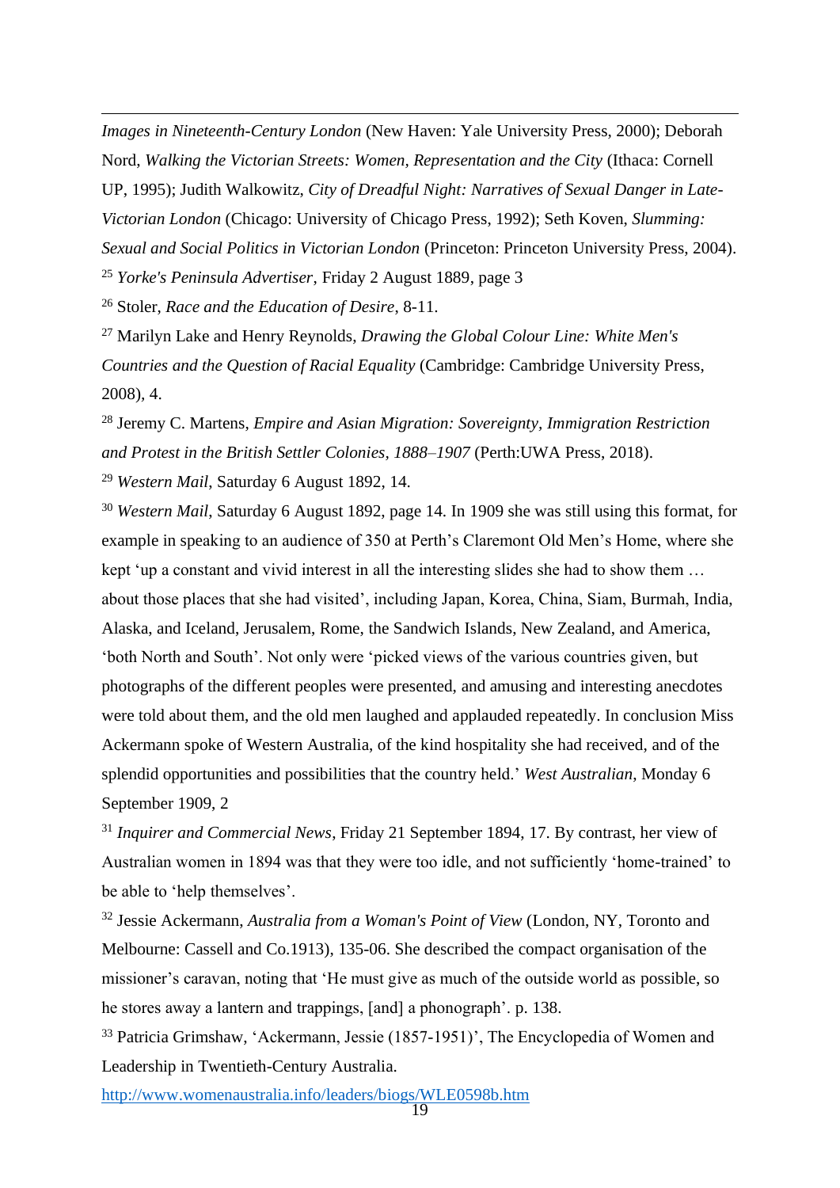*Images in Nineteenth-Century London* (New Haven: Yale University Press, 2000); Deborah Nord, *Walking the Victorian Streets: Women, Representation and the City* (Ithaca: Cornell UP, 1995); Judith Walkowitz, *City of Dreadful Night: Narratives of Sexual Danger in Late-Victorian London* (Chicago: University of Chicago Press, 1992); Seth Koven, *Slumming: Sexual and Social Politics in Victorian London* (Princeton: Princeton University Press, 2004).

[25] *Yorke's Peninsula Advertiser*, Friday 2 August 1889, page 3

[26] Stoler, *Race and the Education of Desire*, 8-11.

[27] Marilyn Lake and Henry Reynolds, *Drawing the Global Colour Line: White Men's Countries and the Question of Racial Equality* (Cambridge: Cambridge University Press, 2008), 4.

[28] Jeremy C. Martens, *Empire and Asian Migration: Sovereignty, Immigration Restriction and Protest in the British Settler Colonies, 1888–1907* (Perth:UWA Press, 2018).

[29] *Western Mail*, Saturday 6 August 1892, 14.

[30] *Western Mail*, Saturday 6 August 1892, page 14. In 1909 she was still using this format, for example in speaking to an audience of 350 at Perth's Claremont Old Men's Home, where she kept 'up a constant and vivid interest in all the interesting slides she had to show them … about those places that she had visited', including Japan, Korea, China, Siam, Burmah, India, Alaska, and Iceland, Jerusalem, Rome, the Sandwich Islands, New Zealand, and America, 'both North and South'. Not only were 'picked views of the various countries given, but photographs of the different peoples were presented, and amusing and interesting anecdotes were told about them, and the old men laughed and applauded repeatedly. In conclusion Miss Ackermann spoke of Western Australia, of the kind hospitality she had received, and of the splendid opportunities and possibilities that the country held.' *West Australian*, Monday 6 September 1909, 2

[31] *Inquirer and Commercial News*, Friday 21 September 1894, 17. By contrast, her view of Australian women in 1894 was that they were too idle, and not sufficiently 'home-trained' to be able to 'help themselves'.

[32] Jessie Ackermann, *Australia from a Woman's Point of View* (London, NY, Toronto and Melbourne: Cassell and Co.1913), 135-06. She described the compact organisation of the missioner's caravan, noting that 'He must give as much of the outside world as possible, so he stores away a lantern and trappings, [and] a phonograph'. p. 138.

[33] Patricia Grimshaw, 'Ackermann, Jessie (1857-1951)', The Encyclopedia of Women and Leadership in Twentieth-Century Australia.
http://www.womenaustralia.info/leaders/biogs/WLE0598b.htm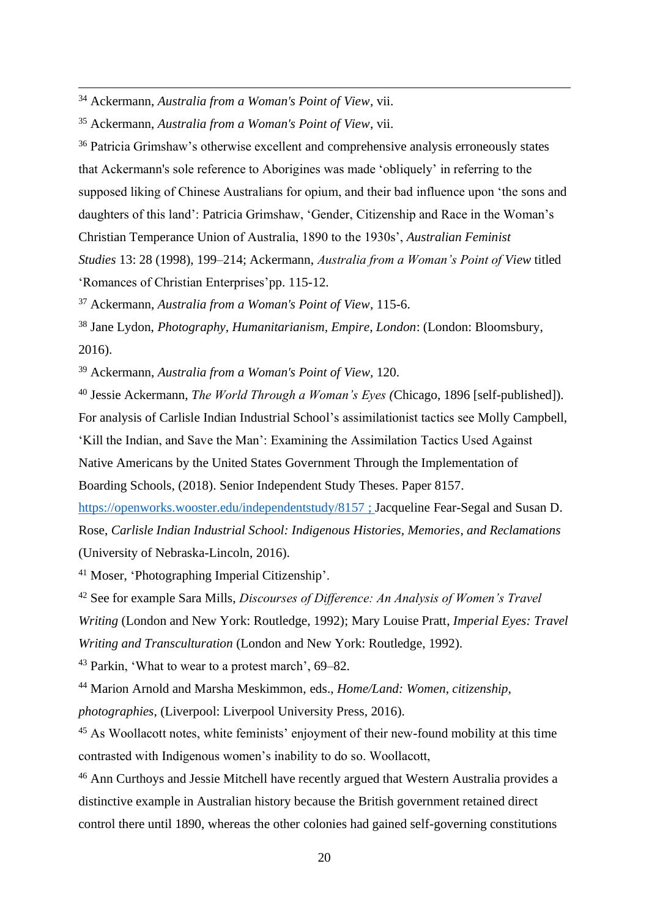[34] Ackermann, *Australia from a Woman's Point of View*, vii.

[35] Ackermann, *Australia from a Woman's Point of View*, vii.

[36] Patricia Grimshaw's otherwise excellent and comprehensive analysis erroneously states that Ackermann's sole reference to Aborigines was made 'obliquely' in referring to the supposed liking of Chinese Australians for opium, and their bad influence upon 'the sons and daughters of this land': Patricia Grimshaw, 'Gender, Citizenship and Race in the Woman's Christian Temperance Union of Australia, 1890 to the 1930s', *Australian Feminist Studies* 13: 28 (1998), 199–214; Ackermann, *Australia from a Woman's Point of View* titled 'Romances of Christian Enterprises' pp. 115-12.

[37] Ackermann, *Australia from a Woman's Point of View*, 115-6.

[38] Jane Lydon, *Photography, Humanitarianism, Empire, London*: (London: Bloomsbury, 2016).

[39] Ackermann, *Australia from a Woman's Point of View*, 120.

[40] Jessie Ackermann, *The World Through a Woman's Eyes* (Chicago, 1896 [self-published]). For analysis of Carlisle Indian Industrial School's assimilationist tactics see Molly Campbell, 'Kill the Indian, and Save the Man': Examining the Assimilation Tactics Used Against Native Americans by the United States Government Through the Implementation of Boarding Schools, (2018). Senior Independent Study Theses. Paper 8157. https://openworks.wooster.edu/independentstudy/8157 ; Jacqueline Fear-Segal and Susan D. Rose, *Carlisle Indian Industrial School: Indigenous Histories, Memories, and Reclamations* (University of Nebraska-Lincoln, 2016).

[41] Moser, 'Photographing Imperial Citizenship'.

[42] See for example Sara Mills, *Discourses of Difference: An Analysis of Women's Travel Writing* (London and New York: Routledge, 1992); Mary Louise Pratt, *Imperial Eyes: Travel Writing and Transculturation* (London and New York: Routledge, 1992).

[43] Parkin, 'What to wear to a protest march', 69–82.

[44] Marion Arnold and Marsha Meskimmon, eds., *Home/Land: Women, citizenship, photographies*, (Liverpool: Liverpool University Press, 2016).

[45] As Woollacott notes, white feminists' enjoyment of their new-found mobility at this time contrasted with Indigenous women's inability to do so. Woollacott,

[46] Ann Curthoys and Jessie Mitchell have recently argued that Western Australia provides a distinctive example in Australian history because the British government retained direct control there until 1890, whereas the other colonies had gained self-governing constitutions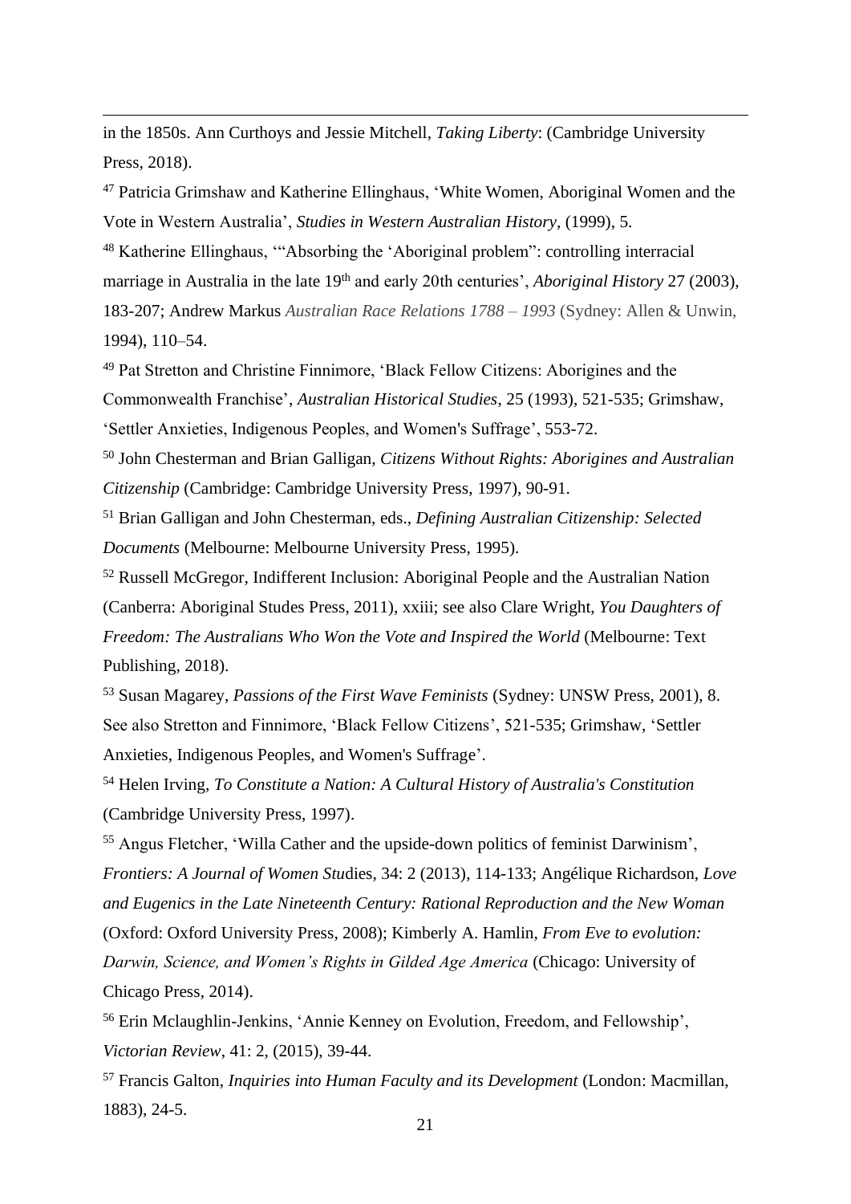in the 1850s. Ann Curthoys and Jessie Mitchell, *Taking Liberty*: (Cambridge University Press, 2018).

[47] Patricia Grimshaw and Katherine Ellinghaus, 'White Women, Aboriginal Women and the Vote in Western Australia', *Studies in Western Australian History*, (1999), 5.

[48] Katherine Ellinghaus, '"Absorbing the 'Aboriginal problem": controlling interracial marriage in Australia in the late 19th and early 20th centuries', *Aboriginal History* 27 (2003), 183-207; Andrew Markus *Australian Race Relations 1788 – 1993* (Sydney: Allen & Unwin, 1994), 110–54.

[49] Pat Stretton and Christine Finnimore, 'Black Fellow Citizens: Aborigines and the Commonwealth Franchise', *Australian Historical Studies*, 25 (1993), 521-535; Grimshaw, 'Settler Anxieties, Indigenous Peoples, and Women's Suffrage', 553-72.

[50] John Chesterman and Brian Galligan, *Citizens Without Rights: Aborigines and Australian Citizenship* (Cambridge: Cambridge University Press, 1997), 90-91.

[51] Brian Galligan and John Chesterman, eds., *Defining Australian Citizenship: Selected Documents* (Melbourne: Melbourne University Press, 1995).

[52] Russell McGregor, Indifferent Inclusion: Aboriginal People and the Australian Nation (Canberra: Aboriginal Studes Press, 2011), xxiii; see also Clare Wright, *You Daughters of Freedom: The Australians Who Won the Vote and Inspired the World* (Melbourne: Text Publishing, 2018).

[53] Susan Magarey, *Passions of the First Wave Feminists* (Sydney: UNSW Press, 2001), 8. See also Stretton and Finnimore, 'Black Fellow Citizens', 521-535; Grimshaw, 'Settler Anxieties, Indigenous Peoples, and Women's Suffrage'.

[54] Helen Irving, *To Constitute a Nation: A Cultural History of Australia's Constitution* (Cambridge University Press, 1997).

[55] Angus Fletcher, 'Willa Cather and the upside-down politics of feminist Darwinism', *Frontiers: A Journal of Women Stu*dies, 34: 2 (2013), 114-133; Angélique Richardson, *Love and Eugenics in the Late Nineteenth Century: Rational Reproduction and the New Woman* (Oxford: Oxford University Press, 2008); Kimberly A. Hamlin, *From Eve to evolution: Darwin, Science, and Women's Rights in Gilded Age America* (Chicago: University of Chicago Press, 2014).

[56] Erin Mclaughlin-Jenkins, 'Annie Kenney on Evolution, Freedom, and Fellowship', *Victorian Review*, 41: 2, (2015), 39-44.

[57] Francis Galton, *Inquiries into Human Faculty and its Development* (London: Macmillan, 1883), 24-5.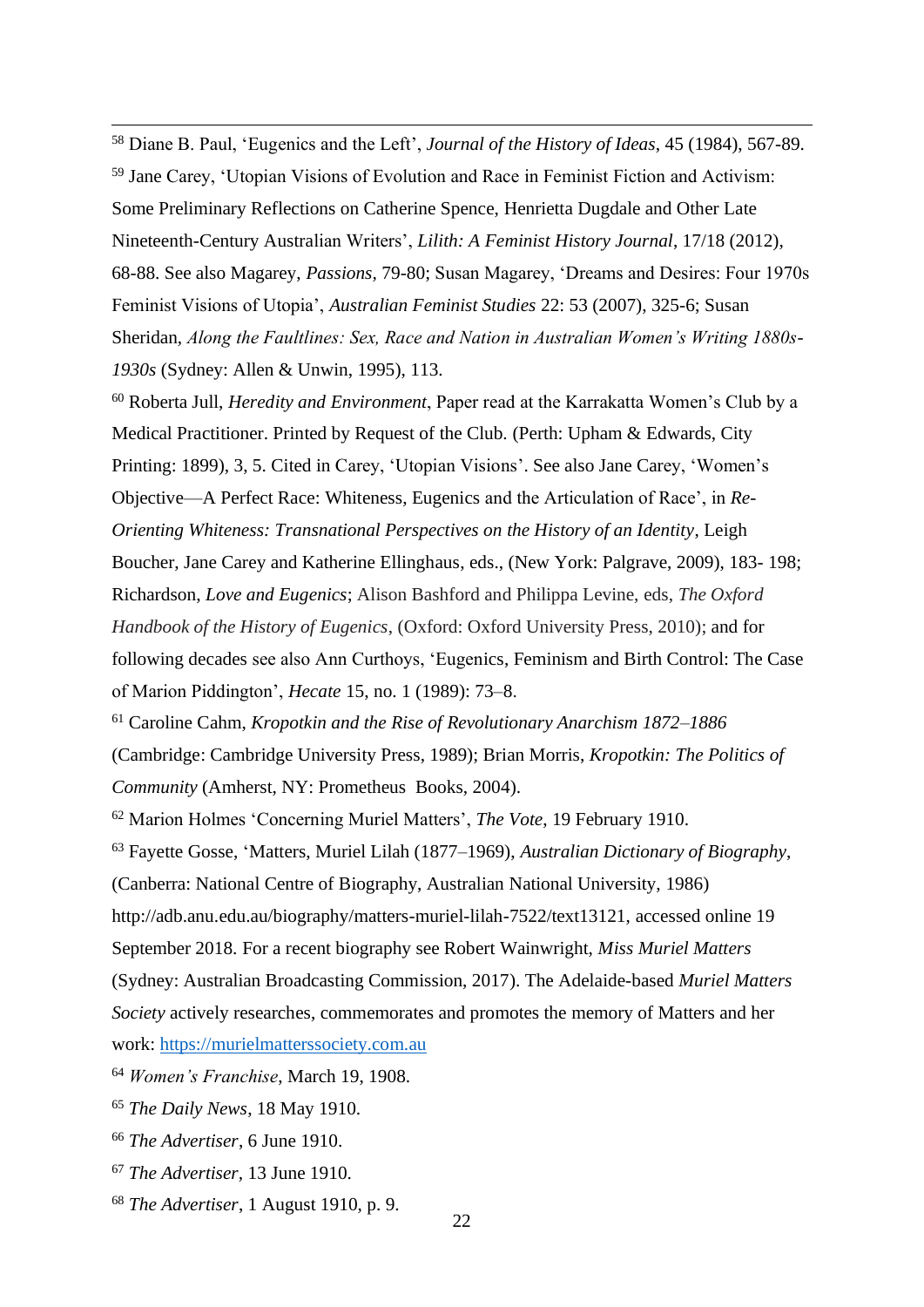[58] Diane B. Paul, 'Eugenics and the Left', *Journal of the History of Ideas*, 45 (1984), 567-89.

[59] Jane Carey, 'Utopian Visions of Evolution and Race in Feminist Fiction and Activism: Some Preliminary Reflections on Catherine Spence, Henrietta Dugdale and Other Late Nineteenth-Century Australian Writers', *Lilith: A Feminist History Journal*, 17/18 (2012), 68-88. See also Magarey, *Passions*, 79-80; Susan Magarey, 'Dreams and Desires: Four 1970s Feminist Visions of Utopia', *Australian Feminist Studies* 22: 53 (2007), 325-6; Susan Sheridan, *Along the Faultlines: Sex, Race and Nation in Australian Women's Writing 1880s-1930s* (Sydney: Allen & Unwin, 1995), 113.

[60] Roberta Jull, *Heredity and Environment*, Paper read at the Karrakatta Women's Club by a Medical Practitioner. Printed by Request of the Club. (Perth: Upham & Edwards, City Printing: 1899), 3, 5. Cited in Carey, 'Utopian Visions'. See also Jane Carey, 'Women's Objective—A Perfect Race: Whiteness, Eugenics and the Articulation of Race', in *Re-Orienting Whiteness: Transnational Perspectives on the History of an Identity*, Leigh Boucher, Jane Carey and Katherine Ellinghaus, eds., (New York: Palgrave, 2009), 183- 198; Richardson, *Love and Eugenics*; Alison Bashford and Philippa Levine, eds, *The Oxford Handbook of the History of Eugenics*, (Oxford: Oxford University Press, 2010); and for following decades see also Ann Curthoys, 'Eugenics, Feminism and Birth Control: The Case of Marion Piddington', *Hecate* 15, no. 1 (1989): 73–8.

[61] Caroline Cahm, *Kropotkin and the Rise of Revolutionary Anarchism 1872–1886* (Cambridge: Cambridge University Press, 1989); Brian Morris, *Kropotkin: The Politics of Community* (Amherst, NY: Prometheus Books, 2004).

[62] Marion Holmes 'Concerning Muriel Matters', *The Vote*, 19 February 1910.

[63] Fayette Gosse, 'Matters, Muriel Lilah (1877–1969), *Australian Dictionary of Biography*, (Canberra: National Centre of Biography, Australian National University, 1986) http://adb.anu.edu.au/biography/matters-muriel-lilah-7522/text13121, accessed online 19 September 2018. For a recent biography see Robert Wainwright, *Miss Muriel Matters* (Sydney: Australian Broadcasting Commission, 2017). The Adelaide-based *Muriel Matters Society* actively researches, commemorates and promotes the memory of Matters and her work: https://murielmatterssociety.com.au

[64] *Women's Franchise*, March 19, 1908.

[65] *The Daily News*, 18 May 1910.

[66] *The Advertiser*, 6 June 1910.

[67] *The Advertiser*, 13 June 1910.

[68] *The Advertiser*, 1 August 1910, p. 9.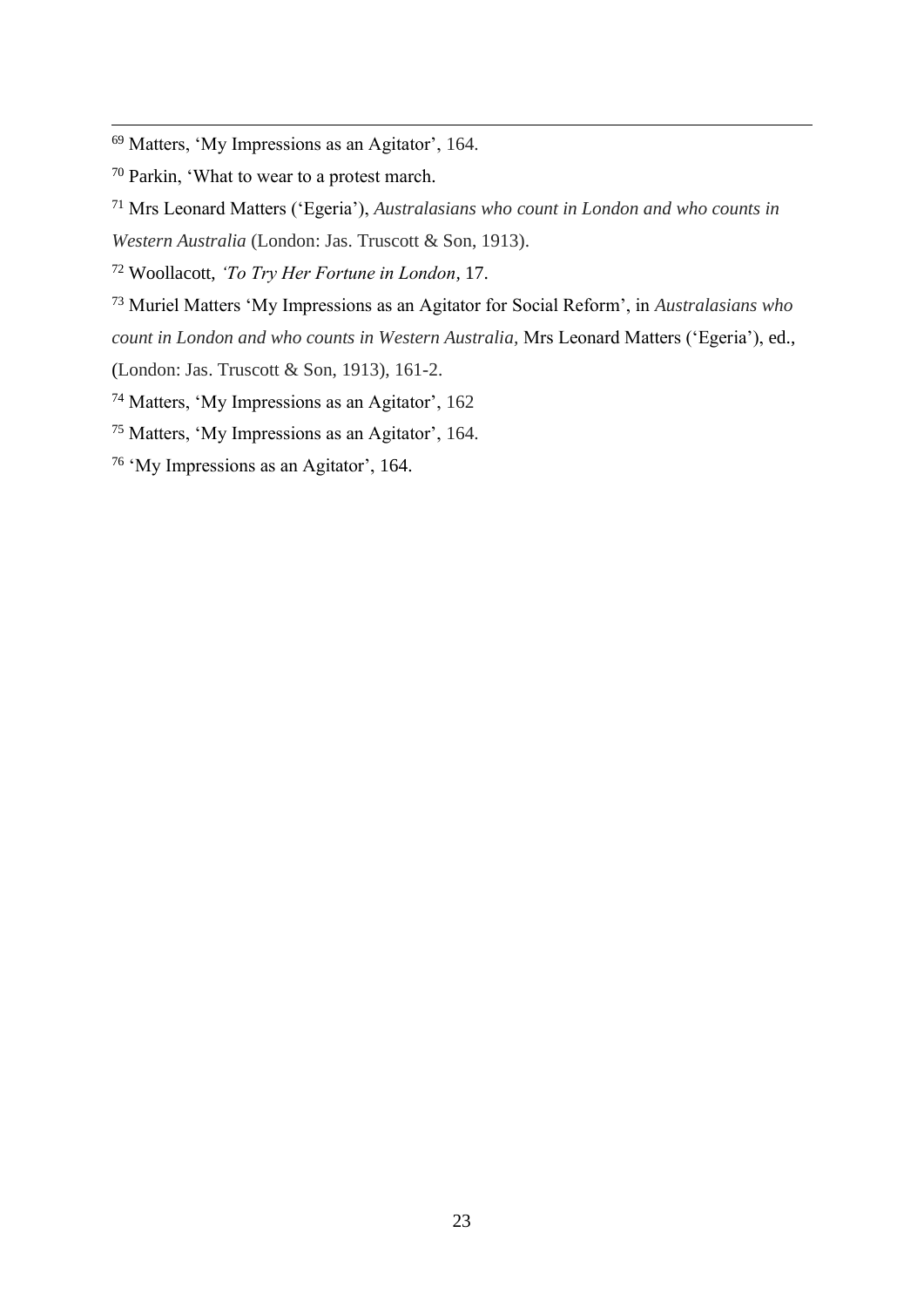[69] Matters, 'My Impressions as an Agitator', 164.

[70] Parkin, 'What to wear to a protest march.

[71] Mrs Leonard Matters ('Egeria'), *Australasians who count in London and who counts in Western Australia* (London: Jas. Truscott & Son, 1913).

[72] Woollacott, *'To Try Her Fortune in London*, 17.

[73] Muriel Matters 'My Impressions as an Agitator for Social Reform', in *Australasians who count in London and who counts in Western Australia,* Mrs Leonard Matters ('Egeria'), ed., (London: Jas. Truscott & Son, 1913), 161-2.

[74] Matters, 'My Impressions as an Agitator', 162

[75] Matters, 'My Impressions as an Agitator', 164.

[76] 'My Impressions as an Agitator', 164.